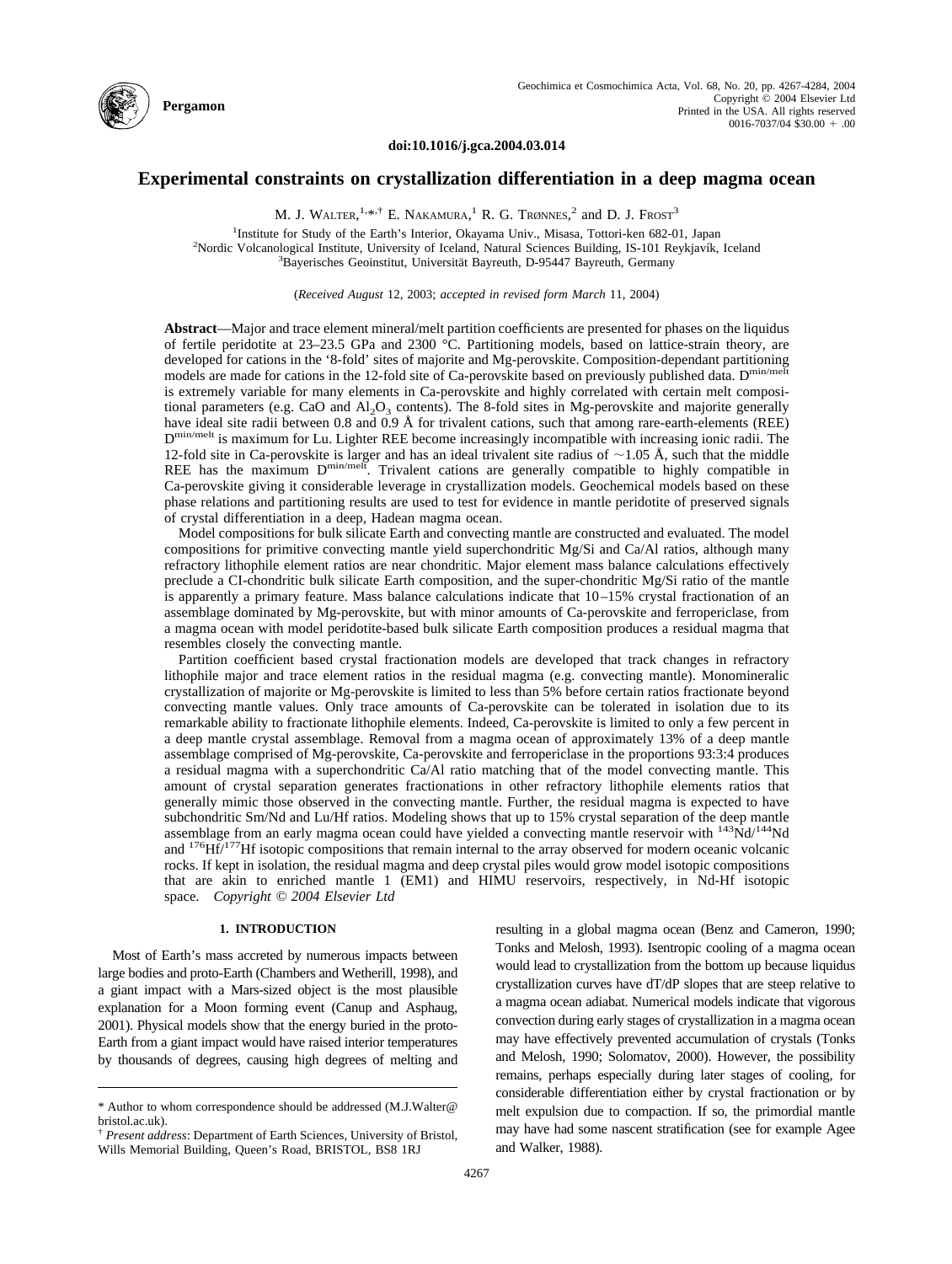doi:10.1016/j.gca.2004.03.014

# Experimental constraints on crystallization differentiation in a deep magma ocean

M. J. Walter,[1,*,†] E. Nakamura,[1] R. G. Trønnes,[2] and D. J. Frost[3]

[1]Institute for Study of the Earth's Interior, Okayama Univ., Misasa, Tottori-ken 682-01, Japan
[2]Nordic Volcanological Institute, University of Iceland, Natural Sciences Building, IS-101 Reykjavík, Iceland
[3]Bayerisches Geoinstitut, Universität Bayreuth, D-95447 Bayreuth, Germany

(*Received August* 12, 2003; *accepted in revised form March* 11, 2004)

**Abstract**—Major and trace element mineral/melt partition coefficients are presented for phases on the liquidus of fertile peridotite at 23–23.5 GPa and 2300 °C. Partitioning models, based on lattice-strain theory, are developed for cations in the '8-fold' sites of majorite and Mg-perovskite. Composition-dependant partitioning models are made for cations in the 12-fold site of Ca-perovskite based on previously published data. $D^{min/melt}$ is extremely variable for many elements in Ca-perovskite and highly correlated with certain melt compositional parameters (e.g. CaO and $Al_2O_3$ contents). The 8-fold sites in Mg-perovskite and majorite generally have ideal site radii between 0.8 and 0.9 Å for trivalent cations, such that among rare-earth-elements (REE) $D^{min/melt}$ is maximum for Lu. Lighter REE become increasingly incompatible with increasing ionic radii. The 12-fold site in Ca-perovskite is larger and has an ideal trivalent site radius of ~1.05 Å, such that the middle REE has the maximum $D^{min/melt}$. Trivalent cations are generally compatible to highly compatible in Ca-perovskite giving it considerable leverage in crystallization models. Geochemical models based on these phase relations and partitioning results are used to test for evidence in mantle peridotite of preserved signals of crystal differentiation in a deep, Hadean magma ocean.

Model compositions for bulk silicate Earth and convecting mantle are constructed and evaluated. The model compositions for primitive convecting mantle yield superchondritic Mg/Si and Ca/Al ratios, although many refractory lithophile element ratios are near chondritic. Major element mass balance calculations effectively preclude a CI-chondritic bulk silicate Earth composition, and the super-chondritic Mg/Si ratio of the mantle is apparently a primary feature. Mass balance calculations indicate that 10–15% crystal fractionation of an assemblage dominated by Mg-perovskite, but with minor amounts of Ca-perovskite and ferropericlase, from a magma ocean with model peridotite-based bulk silicate Earth composition produces a residual magma that resembles closely the convecting mantle.

Partition coefficient based crystal fractionation models are developed that track changes in refractory lithophile major and trace element ratios in the residual magma (e.g. convecting mantle). Monomineralic crystallization of majorite or Mg-perovskite is limited to less than 5% before certain ratios fractionate beyond convecting mantle values. Only trace amounts of Ca-perovskite can be tolerated in isolation due to its remarkable ability to fractionate lithophile elements. Indeed, Ca-perovskite is limited to only a few percent in a deep mantle crystal assemblage. Removal from a magma ocean of approximately 13% of a deep mantle assemblage comprised of Mg-perovskite, Ca-perovskite and ferropericlase in the proportions 93:3:4 produces a residual magma with a superchondritic Ca/Al ratio matching that of the model convecting mantle. This amount of crystal separation generates fractionations in other refractory lithophile elements ratios that generally mimic those observed in the convecting mantle. Further, the residual magma is expected to have subchondritic Sm/Nd and Lu/Hf ratios. Modeling shows that up to 15% crystal separation of the deep mantle assemblage from an early magma ocean could have yielded a convecting mantle reservoir with $^{143}Nd/^{144}Nd$ and $^{176}Hf/^{177}Hf$ isotopic compositions that remain internal to the array observed for modern oceanic volcanic rocks. If kept in isolation, the residual magma and deep crystal piles would grow model isotopic compositions that are akin to enriched mantle 1 (EM1) and HIMU reservoirs, respectively, in Nd-Hf isotopic space. *Copyright © 2004 Elsevier Ltd*

## 1. INTRODUCTION

Most of Earth's mass accreted by numerous impacts between large bodies and proto-Earth (Chambers and Wetherill, 1998), and a giant impact with a Mars-sized object is the most plausible explanation for a Moon forming event (Canup and Asphaug, 2001). Physical models show that the energy buried in the proto-Earth from a giant impact would have raised interior temperatures by thousands of degrees, causing high degrees of melting and resulting in a global magma ocean (Benz and Cameron, 1990; Tonks and Melosh, 1993). Isentropic cooling of a magma ocean would lead to crystallization from the bottom up because liquidus crystallization curves have dT/dP slopes that are steep relative to a magma ocean adiabat. Numerical models indicate that vigorous convection during early stages of crystallization in a magma ocean may have effectively prevented accumulation of crystals (Tonks and Melosh, 1990; Solomatov, 2000). However, the possibility remains, perhaps especially during later stages of cooling, for considerable differentiation either by crystal fractionation or by melt expulsion due to compaction. If so, the primordial mantle may have had some nascent stratification (see for example Agee and Walker, 1988).

\* Author to whom correspondence should be addressed (M.J.Walter@bristol.ac.uk).

† *Present address*: Department of Earth Sciences, University of Bristol, Wills Memorial Building, Queen's Road, BRISTOL, BS8 1RJ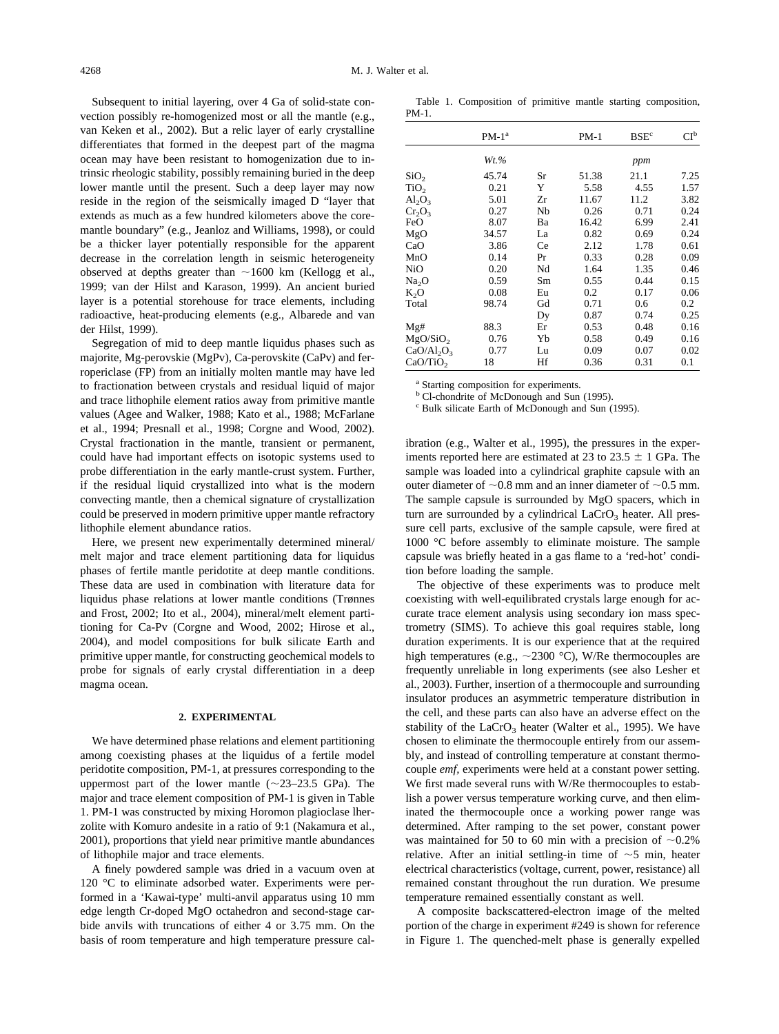Subsequent to initial layering, over 4 Ga of solid-state convection possibly re-homogenized most or all the mantle (e.g., van Keken et al., 2002). But a relic layer of early crystalline differentiates that formed in the deepest part of the magma ocean may have been resistant to homogenization due to intrinsic rheologic stability, possibly remaining buried in the deep lower mantle until the present. Such a deep layer may now reside in the region of the seismically imaged D "layer that extends as much as a few hundred kilometers above the core-mantle boundary" (e.g., Jeanloz and Williams, 1998), or could be a thicker layer potentially responsible for the apparent decrease in the correlation length in seismic heterogeneity observed at depths greater than ~1600 km (Kellogg et al., 1999; van der Hilst and Karason, 1999). An ancient buried layer is a potential storehouse for trace elements, including radioactive, heat-producing elements (e.g., Albarede and van der Hilst, 1999).

Segregation of mid to deep mantle liquidus phases such as majorite, Mg-perovskie (MgPv), Ca-perovskite (CaPv) and ferropericlase (FP) from an initially molten mantle may have led to fractionation between crystals and residual liquid of major and trace lithophile element ratios away from primitive mantle values (Agee and Walker, 1988; Kato et al., 1988; McFarlane et al., 1994; Presnall et al., 1998; Corgne and Wood, 2002). Crystal fractionation in the mantle, transient or permanent, could have had important effects on isotopic systems used to probe differentiation in the early mantle-crust system. Further, if the residual liquid crystallized into what is the modern convecting mantle, then a chemical signature of crystallization could be preserved in modern primitive upper mantle refractory lithophile element abundance ratios.

Here, we present new experimentally determined mineral/melt major and trace element partitioning data for liquidus phases of fertile mantle peridotite at deep mantle conditions. These data are used in combination with literature data for liquidus phase relations at lower mantle conditions (Trønnes and Frost, 2002; Ito et al., 2004), mineral/melt element partitioning for Ca-Pv (Corgne and Wood, 2002; Hirose et al., 2004), and model compositions for bulk silicate Earth and primitive upper mantle, for constructing geochemical models to probe for signals of early crystal differentiation in a deep magma ocean.

## 2. EXPERIMENTAL

We have determined phase relations and element partitioning among coexisting phases at the liquidus of a fertile model peridotite composition, PM-1, at pressures corresponding to the uppermost part of the lower mantle (~23–23.5 GPa). The major and trace element composition of PM-1 is given in Table 1. PM-1 was constructed by mixing Horomon plagioclase lherzolite with Komuro andesite in a ratio of 9:1 (Nakamura et al., 2001), proportions that yield near primitive mantle abundances of lithophile major and trace elements.

A finely powdered sample was dried in a vacuum oven at 120 °C to eliminate adsorbed water. Experiments were performed in a 'Kawai-type' multi-anvil apparatus using 10 mm edge length Cr-doped MgO octahedron and second-stage carbide anvils with truncations of either 4 or 3.75 mm. On the basis of room temperature and high temperature pressure calibration (e.g., Walter et al., 1995), the pressures in the experiments reported here are estimated at 23 to 23.5 ± 1 GPa. The sample was loaded into a cylindrical graphite capsule with an outer diameter of ~0.8 mm and an inner diameter of ~0.5 mm. The sample capsule is surrounded by MgO spacers, which in turn are surrounded by a cylindrical $LaCrO_3$ heater. All pressure cell parts, exclusive of the sample capsule, were fired at 1000 °C before assembly to eliminate moisture. The sample capsule was briefly heated in a gas flame to a 'red-hot' condition before loading the sample.

Table 1. Composition of primitive mantle starting composition, PM-1.

| | PM-1[a] | | PM-1 | BSE[c] | CI[b] |
|---|---|---|---|---|---|
| | *Wt.%* | | | *ppm* | |
| $SiO_2$ | 45.74 | Sr | 51.38 | 21.1 | 7.25 |
| $TiO_2$ | 0.21 | Y | 5.58 | 4.55 | 1.57 |
| $Al_2O_3$ | 5.01 | Zr | 11.67 | 11.2 | 3.82 |
| $Cr_2O_3$ | 0.27 | Nb | 0.26 | 0.71 | 0.24 |
| FeO | 8.07 | Ba | 16.42 | 6.99 | 2.41 |
| MgO | 34.57 | La | 0.82 | 0.69 | 0.24 |
| CaO | 3.86 | Ce | 2.12 | 1.78 | 0.61 |
| MnO | 0.14 | Pr | 0.33 | 0.28 | 0.09 |
| NiO | 0.20 | Nd | 1.64 | 1.35 | 0.46 |
| $Na_2O$ | 0.59 | Sm | 0.55 | 0.44 | 0.15 |
| $K_2O$ | 0.08 | Eu | 0.2 | 0.17 | 0.06 |
| Total | 98.74 | Gd | 0.71 | 0.6 | 0.2 |
| | | Dy | 0.87 | 0.74 | 0.25 |
| Mg# | 88.3 | Er | 0.53 | 0.48 | 0.16 |
| $MgO/SiO_2$ | 0.76 | Yb | 0.58 | 0.49 | 0.16 |
| $CaO/Al_2O_3$ | 0.77 | Lu | 0.09 | 0.07 | 0.02 |
| $CaO/TiO_2$ | 18 | Hf | 0.36 | 0.31 | 0.1 |

[a] Starting composition for experiments.
[b] CI-chondrite of McDonough and Sun (1995).
[c] Bulk silicate Earth of McDonough and Sun (1995).

The objective of these experiments was to produce melt coexisting with well-equilibrated crystals large enough for accurate trace element analysis using secondary ion mass spectrometry (SIMS). To achieve this goal requires stable, long duration experiments. It is our experience that at the required high temperatures (e.g., ~2300 °C), W/Re thermocouples are frequently unreliable in long experiments (see also Lesher et al., 2003). Further, insertion of a thermocouple and surrounding insulator produces an asymmetric temperature distribution in the cell, and these parts can also have an adverse effect on the stability of the $LaCrO_3$ heater (Walter et al., 1995). We have chosen to eliminate the thermocouple entirely from our assembly, and instead of controlling temperature at constant thermocouple *emf*, experiments were held at a constant power setting. We first made several runs with W/Re thermocouples to establish a power versus temperature working curve, and then eliminated the thermocouple once a working power range was determined. After ramping to the set power, constant power was maintained for 50 to 60 min with a precision of ~0.2% relative. After an initial settling-in time of ~5 min, heater electrical characteristics (voltage, current, power, resistance) all remained constant throughout the run duration. We presume temperature remained essentially constant as well.

A composite backscattered-electron image of the melted portion of the charge in experiment #249 is shown for reference in Figure 1. The quenched-melt phase is generally expelled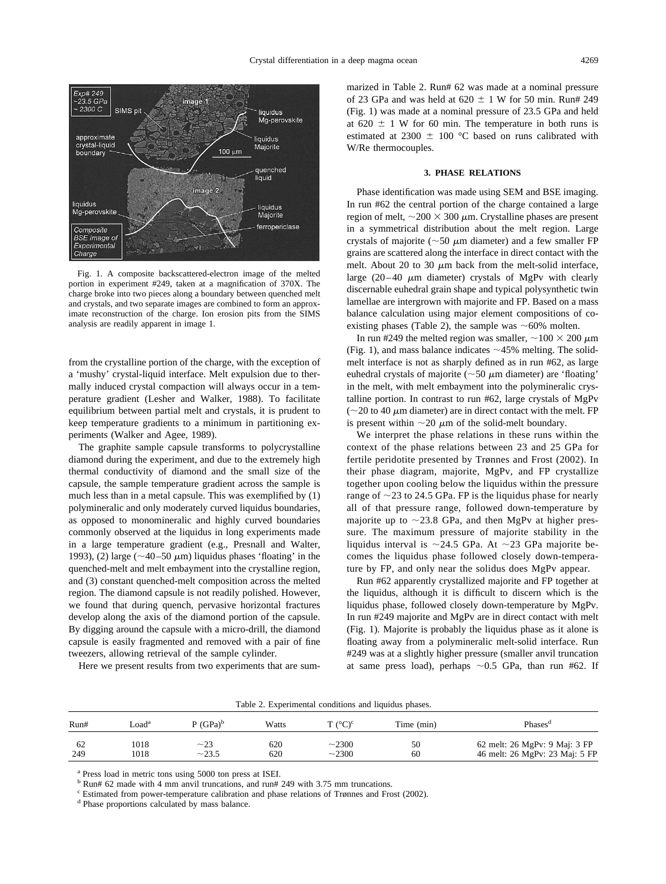Fig. 1. A composite backscattered-electron image of the melted portion in experiment #249, taken at a magnification of 370X. The charge broke into two pieces along a boundary between quenched melt and crystals, and two separate images are combined to form an approximate reconstruction of the charge. Ion erosion pits from the SIMS analysis are readily apparent in image 1.

from the crystalline portion of the charge, with the exception of a 'mushy' crystal-liquid interface. Melt expulsion due to thermally induced crystal compaction will always occur in a temperature gradient (Lesher and Walker, 1988). To facilitate equilibrium between partial melt and crystals, it is prudent to keep temperature gradients to a minimum in partitioning experiments (Walker and Agee, 1989).

The graphite sample capsule transforms to polycrystalline diamond during the experiment, and due to the extremely high thermal conductivity of diamond and the small size of the capsule, the sample temperature gradient across the sample is much less than in a metal capsule. This was exemplified by (1) polymineralic and only moderately curved liquidus boundaries, as opposed to monomineralic and highly curved boundaries commonly observed at the liquidus in long experiments made in a large temperature gradient (e.g., Presnall and Walter, 1993), (2) large (~40–50 μm) liquidus phases 'floating' in the quenched-melt and melt embayment into the crystalline region, and (3) constant quenched-melt composition across the melted region. The diamond capsule is not readily polished. However, we found that during quench, pervasive horizontal fractures develop along the axis of the diamond portion of the capsule. By digging around the capsule with a micro-drill, the diamond capsule is easily fragmented and removed with a pair of fine tweezers, allowing retrieval of the sample cylinder.

Here we present results from two experiments that are summarized in Table 2. Run# 62 was made at a nominal pressure of 23 GPa and was held at 620 ± 1 W for 50 min. Run# 249 (Fig. 1) was made at a nominal pressure of 23.5 GPa and held at 620 ± 1 W for 60 min. The temperature in both runs is estimated at 2300 ± 100 °C based on runs calibrated with W/Re thermocouples.

## 3. PHASE RELATIONS

Phase identification was made using SEM and BSE imaging. In run #62 the central portion of the charge contained a large region of melt, ~200 × 300 μm. Crystalline phases are present in a symmetrical distribution about the melt region. Large crystals of majorite (~50 μm diameter) and a few smaller FP grains are scattered along the interface in direct contact with the melt. About 20 to 30 μm back from the melt-solid interface, large (20–40 μm diameter) crystals of MgPv with clearly discernable euhedral grain shape and typical polysynthetic twin lamellae are intergrown with majorite and FP. Based on a mass balance calculation using major element compositions of coexisting phases (Table 2), the sample was ~60% molten.

In run #249 the melted region was smaller, ~100 × 200 μm (Fig. 1), and mass balance indicates ~45% melting. The solid-melt interface is not as sharply defined as in run #62, as large euhedral crystals of majorite (~50 μm diameter) are 'floating' in the melt, with melt embayment into the polymineralic crystalline portion. In contrast to run #62, large crystals of MgPv (~20 to 40 μm diameter) are in direct contact with the melt. FP is present within ~20 μm of the solid-melt boundary.

We interpret the phase relations in these runs within the context of the phase relations between 23 and 25 GPa for fertile peridotite presented by Trønnes and Frost (2002). In their phase diagram, majorite, MgPv, and FP crystallize together upon cooling below the liquidus within the pressure range of ~23 to 24.5 GPa. FP is the liquidus phase for nearly all of that pressure range, followed down-temperature by majorite up to ~23.8 GPa, and then MgPv at higher pressure. The maximum pressure of majorite stability in the liquidus interval is ~24.5 GPa. At ~23 GPa majorite becomes the liquidus phase followed closely down-temperature by FP, and only near the solidus does MgPv appear.

Run #62 apparently crystallized majorite and FP together at the liquidus, although it is difficult to discern which is the liquidus phase, followed closely down-temperature by MgPv. In run #249 majorite and MgPv are in direct contact with melt (Fig. 1). Majorite is probably the liquidus phase as it alone is floating away from a polymineralic melt-solid interface. Run #249 was at a slightly higher pressure (smaller anvil truncation at same press load), perhaps ~0.5 GPa, than run #62. If

Table 2. Experimental conditions and liquidus phases.

| Run# | Load[a] | P (GPa)[b] | Watts | T (°C)[c] | Time (min) | Phases[d] |
|---|---|---|---|---|---|---|
| 62 | 1018 | ~23 | 620 | ~2300 | 50 | 62 melt: 26 MgPv: 9 Maj: 3 FP |
| 249 | 1018 | ~23.5 | 620 | ~2300 | 60 | 46 melt: 26 MgPv: 23 Maj: 5 FP |

[a] Press load in metric tons using 5000 ton press at ISEI.
[b] Run# 62 made with 4 mm anvil truncations, and run# 249 with 3.75 mm truncations.
[c] Estimated from power-temperature calibration and phase relations of Trønnes and Frost (2002).
[d] Phase proportions calculated by mass balance.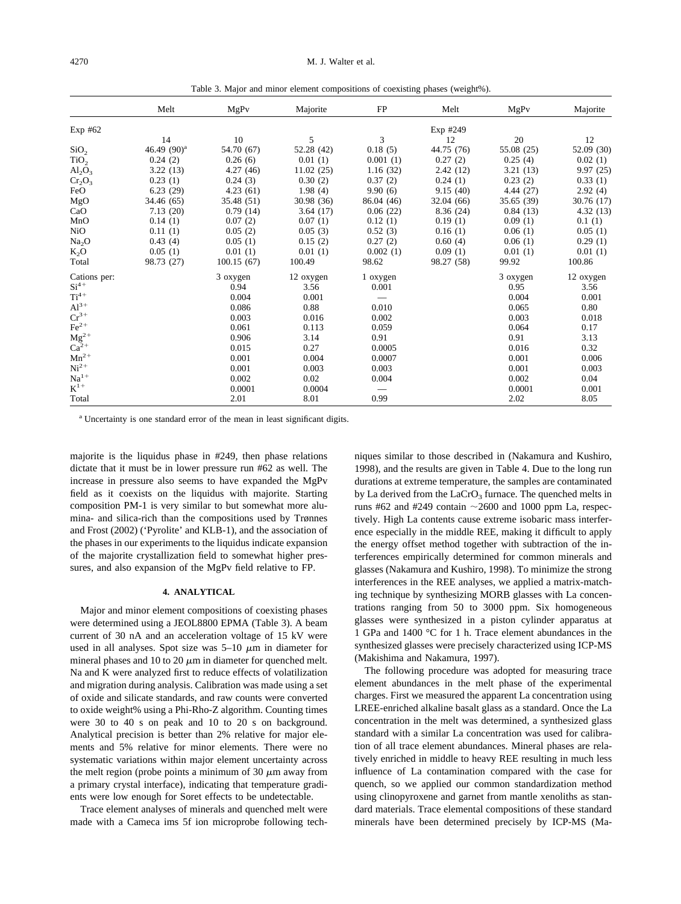Table 3. Major and minor element compositions of coexisting phases (weight%).

| | Melt | MgPv | Majorite | FP | Melt | MgPv | Majorite |
|---|---|---|---|---|---|---|---|
| Exp #62 | | | | | Exp #249 | | |
| | 14 | 10 | 5 | 3 | 12 | 20 | 12 |
| $SiO_2$ | 46.49 (90)[a] | 54.70 (67) | 52.28 (42) | 0.18 (5) | 44.75 (76) | 55.08 (25) | 52.09 (30) |
| $TiO_2$ | 0.24 (2) | 0.26 (6) | 0.01 (1) | 0.001 (1) | 0.27 (2) | 0.25 (4) | 0.02 (1) |
| $Al_2O_3$ | 3.22 (13) | 4.27 (46) | 11.02 (25) | 1.16 (32) | 2.42 (12) | 3.21 (13) | 9.97 (25) |
| $Cr_2O_3$ | 0.23 (1) | 0.24 (3) | 0.30 (2) | 0.37 (2) | 0.24 (1) | 0.23 (2) | 0.33 (1) |
| FeO | 6.23 (29) | 4.23 (61) | 1.98 (4) | 9.90 (6) | 9.15 (40) | 4.44 (27) | 2.92 (4) |
| MgO | 34.46 (65) | 35.48 (51) | 30.98 (36) | 86.04 (46) | 32.04 (66) | 35.65 (39) | 30.76 (17) |
| CaO | 7.13 (20) | 0.79 (14) | 3.64 (17) | 0.06 (22) | 8.36 (24) | 0.84 (13) | 4.32 (13) |
| MnO | 0.14 (1) | 0.07 (2) | 0.07 (1) | 0.12 (1) | 0.19 (1) | 0.09 (1) | 0.1 (1) |
| NiO | 0.11 (1) | 0.05 (2) | 0.05 (3) | 0.52 (3) | 0.16 (1) | 0.06 (1) | 0.05 (1) |
| $Na_2O$ | 0.43 (4) | 0.05 (1) | 0.15 (2) | 0.27 (2) | 0.60 (4) | 0.06 (1) | 0.29 (1) |
| $K_2O$ | 0.05 (1) | 0.01 (1) | 0.01 (1) | 0.002 (1) | 0.09 (1) | 0.01 (1) | 0.01 (1) |
| Total | 98.73 (27) | 100.15 (67) | 100.49 | 98.62 | 98.27 (58) | 99.92 | 100.86 |
| Cations per: | | 3 oxygen | 12 oxygen | 1 oxygen | | 3 oxygen | 12 oxygen |
| $Si^{4+}$ | | 0.94 | 3.56 | 0.001 | | 0.95 | 3.56 |
| $Ti^{4+}$ | | 0.004 | 0.001 | — | | 0.004 | 0.001 |
| $Al^{3+}$ | | 0.086 | 0.88 | 0.010 | | 0.065 | 0.80 |
| $Cr^{3+}$ | | 0.003 | 0.016 | 0.002 | | 0.003 | 0.018 |
| $Fe^{2+}$ | | 0.061 | 0.113 | 0.059 | | 0.064 | 0.17 |
| $Mg^{2+}$ | | 0.906 | 3.14 | 0.91 | | 0.91 | 3.13 |
| $Ca^{2+}$ | | 0.015 | 0.27 | 0.0005 | | 0.016 | 0.32 |
| $Mn^{2+}$ | | 0.001 | 0.004 | 0.0007 | | 0.001 | 0.006 |
| $Ni^{2+}$ | | 0.001 | 0.003 | 0.003 | | 0.001 | 0.003 |
| $Na^{1+}$ | | 0.002 | 0.02 | 0.004 | | 0.002 | 0.04 |
| $K^{1+}$ | | 0.0001 | 0.0004 | — | | 0.0001 | 0.001 |
| Total | | 2.01 | 8.01 | 0.99 | | 2.02 | 8.05 |

[a] Uncertainty is one standard error of the mean in least significant digits.

majorite is the liquidus phase in #249, then phase relations dictate that it must be in lower pressure run #62 as well. The increase in pressure also seems to have expanded the MgPv field as it coexists on the liquidus with majorite. Starting composition PM-1 is very similar to but somewhat more alumina- and silica-rich than the compositions used by Trønnes and Frost (2002) ('Pyrolite' and KLB-1), and the association of the phases in our experiments to the liquidus indicate expansion of the majorite crystallization field to somewhat higher pressures, and also expansion of the MgPv field relative to FP.

## 4. ANALYTICAL

Major and minor element compositions of coexisting phases were determined using a JEOL8800 EPMA (Table 3). A beam current of 30 nA and an acceleration voltage of 15 kV were used in all analyses. Spot size was 5–10 $\mu$m in diameter for mineral phases and 10 to 20 $\mu$m in diameter for quenched melt. Na and K were analyzed first to reduce effects of volatilization and migration during analysis. Calibration was made using a set of oxide and silicate standards, and raw counts were converted to oxide weight% using a Phi-Rho-Z algorithm. Counting times were 30 to 40 s on peak and 10 to 20 s on background. Analytical precision is better than 2% relative for major elements and 5% relative for minor elements. There were no systematic variations within major element uncertainty across the melt region (probe points a minimum of 30 $\mu$m away from a primary crystal interface), indicating that temperature gradients were low enough for Soret effects to be undetectable.

Trace element analyses of minerals and quenched melt were made with a Cameca ims 5f ion microprobe following techniques similar to those described in (Nakamura and Kushiro, 1998), and the results are given in Table 4. Due to the long run durations at extreme temperature, the samples are contaminated by La derived from the $LaCrO_3$ furnace. The quenched melts in runs #62 and #249 contain ~2600 and 1000 ppm La, respectively. High La contents cause extreme isobaric mass interference especially in the middle REE, making it difficult to apply the energy offset method together with subtraction of the interferences empirically determined for common minerals and glasses (Nakamura and Kushiro, 1998). To minimize the strong interferences in the REE analyses, we applied a matrix-matching technique by synthesizing MORB glasses with La concentrations ranging from 50 to 3000 ppm. Six homogeneous glasses were synthesized in a piston cylinder apparatus at 1 GPa and 1400 °C for 1 h. Trace element abundances in the synthesized glasses were precisely characterized using ICP-MS (Makishima and Nakamura, 1997).

The following procedure was adopted for measuring trace element abundances in the melt phase of the experimental charges. First we measured the apparent La concentration using LREE-enriched alkaline basalt glass as a standard. Once the La concentration in the melt was determined, a synthesized glass standard with a similar La concentration was used for calibration of all trace element abundances. Mineral phases are relatively enriched in middle to heavy REE resulting in much less influence of La contamination compared with the case for quench, so we applied our common standardization method using clinopyroxene and garnet from mantle xenoliths as standard materials. Trace elemental compositions of these standard minerals have been determined precisely by ICP-MS (Ma-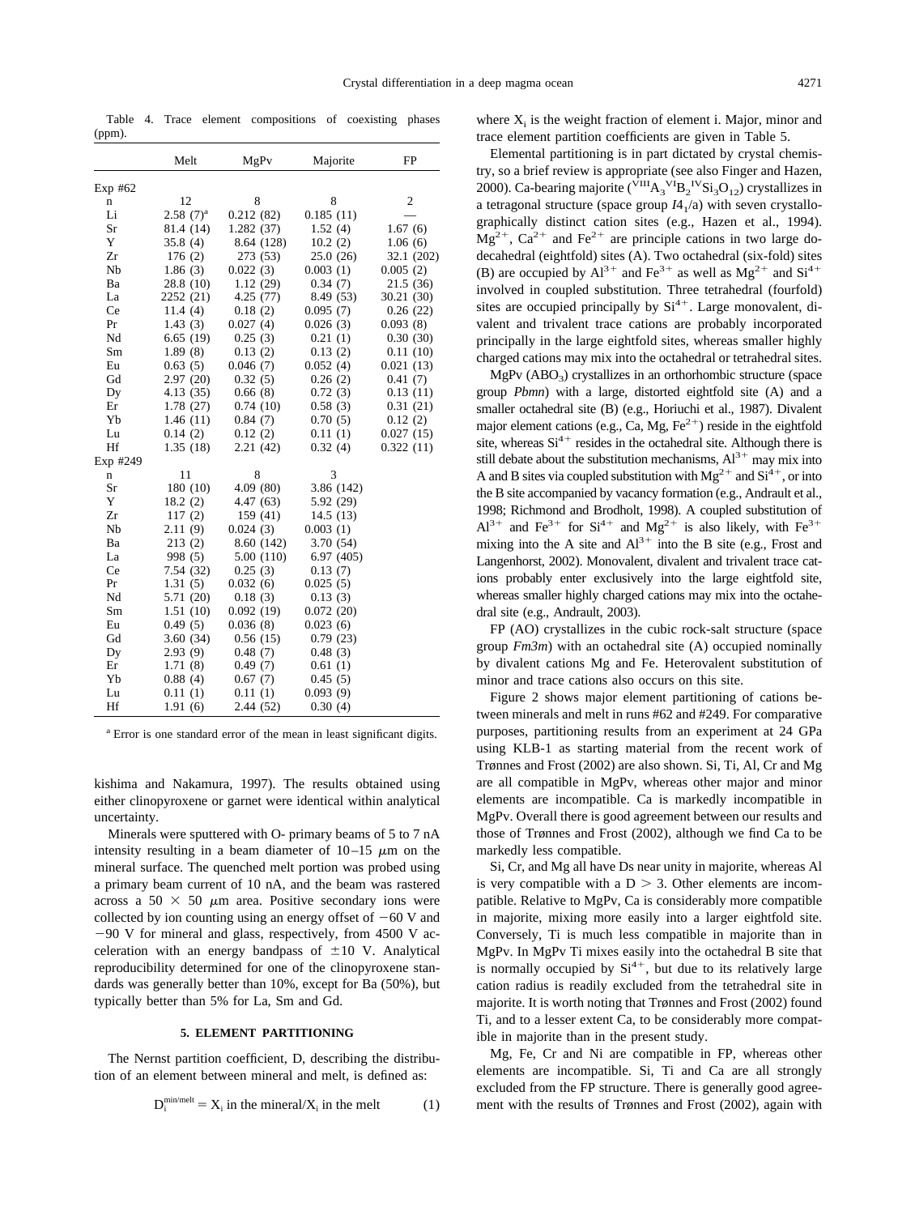Table 4. Trace element compositions of coexisting phases (ppm).

| | Melt | MgPv | Majorite | FP |
|---|---|---|---|---|
| Exp #62 | | | | |
| n | 12 | 8 | 8 | 2 |
| Li | 2.58 (7)[a] | 0.212 (82) | 0.185 (11) | — |
| Sr | 81.4 (14) | 1.282 (37) | 1.52 (4) | 1.67 (6) |
| Y | 35.8 (4) | 8.64 (128) | 10.2 (2) | 1.06 (6) |
| Zr | 176 (2) | 273 (53) | 25.0 (26) | 32.1 (202) |
| Nb | 1.86 (3) | 0.022 (3) | 0.003 (1) | 0.005 (2) |
| Ba | 28.8 (10) | 1.12 (29) | 0.34 (7) | 21.5 (36) |
| La | 2252 (21) | 4.25 (77) | 8.49 (53) | 30.21 (30) |
| Ce | 11.4 (4) | 0.18 (2) | 0.095 (7) | 0.26 (22) |
| Pr | 1.43 (3) | 0.027 (4) | 0.026 (3) | 0.093 (8) |
| Nd | 6.65 (19) | 0.25 (3) | 0.21 (1) | 0.30 (30) |
| Sm | 1.89 (8) | 0.13 (2) | 0.13 (2) | 0.11 (10) |
| Eu | 0.63 (5) | 0.046 (7) | 0.052 (4) | 0.021 (13) |
| Gd | 2.97 (20) | 0.32 (5) | 0.26 (2) | 0.41 (7) |
| Dy | 4.13 (35) | 0.66 (8) | 0.72 (3) | 0.13 (11) |
| Er | 1.78 (27) | 0.74 (10) | 0.58 (3) | 0.31 (21) |
| Yb | 1.46 (11) | 0.84 (7) | 0.70 (5) | 0.12 (2) |
| Lu | 0.14 (2) | 0.12 (2) | 0.11 (1) | 0.027 (15) |
| Hf | 1.35 (18) | 2.21 (42) | 0.32 (4) | 0.322 (11) |
| Exp #249 | | | | |
| n | 11 | 8 | 3 | |
| Sr | 180 (10) | 4.09 (80) | 3.86 (142) | |
| Y | 18.2 (2) | 4.47 (63) | 5.92 (29) | |
| Zr | 117 (2) | 159 (41) | 14.5 (13) | |
| Nb | 2.11 (9) | 0.024 (3) | 0.003 (1) | |
| Ba | 213 (2) | 8.60 (142) | 3.70 (54) | |
| La | 998 (5) | 5.00 (110) | 6.97 (405) | |
| Ce | 7.54 (32) | 0.25 (3) | 0.13 (7) | |
| Pr | 1.31 (5) | 0.032 (6) | 0.025 (5) | |
| Nd | 5.71 (20) | 0.18 (3) | 0.13 (3) | |
| Sm | 1.51 (10) | 0.092 (19) | 0.072 (20) | |
| Eu | 0.49 (5) | 0.036 (8) | 0.023 (6) | |
| Gd | 3.60 (34) | 0.56 (15) | 0.79 (23) | |
| Dy | 2.93 (9) | 0.48 (7) | 0.48 (3) | |
| Er | 1.71 (8) | 0.49 (7) | 0.61 (1) | |
| Yb | 0.88 (4) | 0.67 (7) | 0.45 (5) | |
| Lu | 0.11 (1) | 0.11 (1) | 0.093 (9) | |
| Hf | 1.91 (6) | 2.44 (52) | 0.30 (4) | |

[a] Error is one standard error of the mean in least significant digits.

kishima and Nakamura, 1997). The results obtained using either clinopyroxene or garnet were identical within analytical uncertainty.

Minerals were sputtered with O- primary beams of 5 to 7 nA intensity resulting in a beam diameter of 10–15 $\mu$m on the mineral surface. The quenched melt portion was probed using a primary beam current of 10 nA, and the beam was rastered across a 50 $\times$ 50 $\mu$m area. Positive secondary ions were collected by ion counting using an energy offset of $-60$ V and $-90$ V for mineral and glass, respectively, from 4500 V acceleration with an energy bandpass of $\pm 10$ V. Analytical reproducibility determined for one of the clinopyroxene standards was generally better than 10%, except for Ba (50%), but typically better than 5% for La, Sm and Gd.

## 5. ELEMENT PARTITIONING

The Nernst partition coefficient, D, describing the distribution of an element between mineral and melt, is defined as:

$$D_i^{min/melt} = X_i \text{ in the mineral}/X_i \text{ in the melt} \tag{1}$$

where $X_i$ is the weight fraction of element i. Major, minor and trace element partition coefficients are given in Table 5.

Elemental partitioning is in part dictated by crystal chemistry, so a brief review is appropriate (see also Finger and Hazen, 2000). Ca-bearing majorite ($^{VIII}A_3{}^{VI}B_2{}^{IV}Si_3O_{12}$) crystallizes in a tetragonal structure (space group $I4_1/a$) with seven crystallographically distinct cation sites (e.g., Hazen et al., 1994). $Mg^{2+}$, $Ca^{2+}$ and $Fe^{2+}$ are principle cations in two large dodecahedral (eightfold) sites (A). Two octahedral (six-fold) sites (B) are occupied by $Al^{3+}$ and $Fe^{3+}$ as well as $Mg^{2+}$ and $Si^{4+}$ involved in coupled substitution. Three tetrahedral (fourfold) sites are occupied principally by $Si^{4+}$. Large monovalent, divalent and trivalent trace cations are probably incorporated principally in the large eightfold sites, whereas smaller highly charged cations may mix into the octahedral or tetrahedral sites.

MgPv ($ABO_3$) crystallizes in an orthorhombic structure (space group *Pbmn*) with a large, distorted eightfold site (A) and a smaller octahedral site (B) (e.g., Horiuchi et al., 1987). Divalent major element cations (e.g., Ca, Mg, $Fe^{2+}$) reside in the eightfold site, whereas $Si^{4+}$ resides in the octahedral site. Although there is still debate about the substitution mechanisms, $Al^{3+}$ may mix into A and B sites via coupled substitution with $Mg^{2+}$ and $Si^{4+}$, or into the B site accompanied by vacancy formation (e.g., Andrault et al., 1998; Richmond and Brodholt, 1998). A coupled substitution of $Al^{3+}$ and $Fe^{3+}$ for $Si^{4+}$ and $Mg^{2+}$ is also likely, with $Fe^{3+}$ mixing into the A site and $Al^{3+}$ into the B site (e.g., Frost and Langenhorst, 2002). Monovalent, divalent and trivalent trace cations probably enter exclusively into the large eightfold site, whereas smaller highly charged cations may mix into the octahedral site (e.g., Andrault, 2003).

FP (AO) crystallizes in the cubic rock-salt structure (space group *Fm3m*) with an octahedral site (A) occupied nominally by divalent cations Mg and Fe. Heterovalent substitution of minor and trace cations also occurs on this site.

Figure 2 shows major element partitioning of cations between minerals and melt in runs #62 and #249. For comparative purposes, partitioning results from an experiment at 24 GPa using KLB-1 as starting material from the recent work of Trønnes and Frost (2002) are also shown. Si, Ti, Al, Cr and Mg are all compatible in MgPv, whereas other major and minor elements are incompatible. Ca is markedly incompatible in MgPv. Overall there is good agreement between our results and those of Trønnes and Frost (2002), although we find Ca to be markedly less compatible.

Si, Cr, and Mg all have Ds near unity in majorite, whereas Al is very compatible with a D $>$ 3. Other elements are incompatible. Relative to MgPv, Ca is considerably more compatible in majorite, mixing more easily into a larger eightfold site. Conversely, Ti is much less compatible in majorite than in MgPv. In MgPv Ti mixes easily into the octahedral B site that is normally occupied by $Si^{4+}$, but due to its relatively large cation radius is readily excluded from the tetrahedral site in majorite. It is worth noting that Trønnes and Frost (2002) found Ti, and to a lesser extent Ca, to be considerably more compatible in majorite than in the present study.

Mg, Fe, Cr and Ni are compatible in FP, whereas other elements are incompatible. Si, Ti and Ca are all strongly excluded from the FP structure. There is generally good agreement with the results of Trønnes and Frost (2002), again with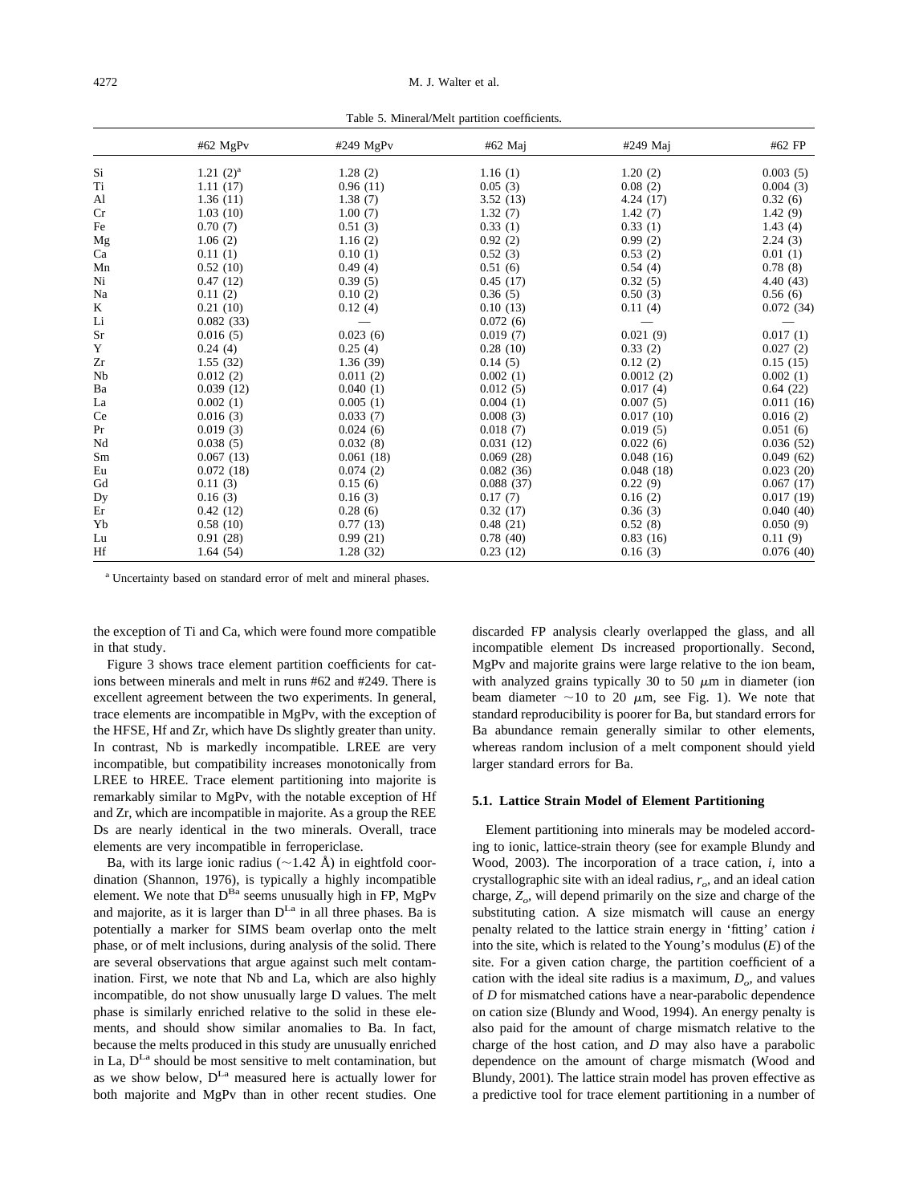Table 5. Mineral/Melt partition coefficients.

| | #62 MgPv | #249 MgPv | #62 Maj | #249 Maj | #62 FP |
|---|---|---|---|---|---|
| Si | 1.21 (2)[a] | 1.28 (2) | 1.16 (1) | 1.20 (2) | 0.003 (5) |
| Ti | 1.11 (17) | 0.96 (11) | 0.05 (3) | 0.08 (2) | 0.004 (3) |
| Al | 1.36 (11) | 1.38 (7) | 3.52 (13) | 4.24 (17) | 0.32 (6) |
| Cr | 1.03 (10) | 1.00 (7) | 1.32 (7) | 1.42 (7) | 1.42 (9) |
| Fe | 0.70 (7) | 0.51 (3) | 0.33 (1) | 0.33 (1) | 1.43 (4) |
| Mg | 1.06 (2) | 1.16 (2) | 0.92 (2) | 0.99 (2) | 2.24 (3) |
| Ca | 0.11 (1) | 0.10 (1) | 0.52 (3) | 0.53 (2) | 0.01 (1) |
| Mn | 0.52 (10) | 0.49 (4) | 0.51 (6) | 0.54 (4) | 0.78 (8) |
| Ni | 0.47 (12) | 0.39 (5) | 0.45 (17) | 0.32 (5) | 4.40 (43) |
| Na | 0.11 (2) | 0.10 (2) | 0.36 (5) | 0.50 (3) | 0.56 (6) |
| K | 0.21 (10) | 0.12 (4) | 0.10 (13) | 0.11 (4) | 0.072 (34) |
| Li | 0.082 (33) | — | 0.072 (6) | — | — |
| Sr | 0.016 (5) | 0.023 (6) | 0.019 (7) | 0.021 (9) | 0.017 (1) |
| Y | 0.24 (4) | 0.25 (4) | 0.28 (10) | 0.33 (2) | 0.027 (2) |
| Zr | 1.55 (32) | 1.36 (39) | 0.14 (5) | 0.12 (2) | 0.15 (15) |
| Nb | 0.012 (2) | 0.011 (2) | 0.002 (1) | 0.0012 (2) | 0.002 (1) |
| Ba | 0.039 (12) | 0.040 (1) | 0.012 (5) | 0.017 (4) | 0.64 (22) |
| La | 0.002 (1) | 0.005 (1) | 0.004 (1) | 0.007 (5) | 0.011 (16) |
| Ce | 0.016 (3) | 0.033 (7) | 0.008 (3) | 0.017 (10) | 0.016 (2) |
| Pr | 0.019 (3) | 0.024 (6) | 0.018 (7) | 0.019 (5) | 0.051 (6) |
| Nd | 0.038 (5) | 0.032 (8) | 0.031 (12) | 0.022 (6) | 0.036 (52) |
| Sm | 0.067 (13) | 0.061 (18) | 0.069 (28) | 0.048 (16) | 0.049 (62) |
| Eu | 0.072 (18) | 0.074 (2) | 0.082 (36) | 0.048 (18) | 0.023 (20) |
| Gd | 0.11 (3) | 0.15 (6) | 0.088 (37) | 0.22 (9) | 0.067 (17) |
| Dy | 0.16 (3) | 0.16 (3) | 0.17 (7) | 0.16 (2) | 0.017 (19) |
| Er | 0.42 (12) | 0.28 (6) | 0.32 (17) | 0.36 (3) | 0.040 (40) |
| Yb | 0.58 (10) | 0.77 (13) | 0.48 (21) | 0.52 (8) | 0.050 (9) |
| Lu | 0.91 (28) | 0.99 (21) | 0.78 (40) | 0.83 (16) | 0.11 (9) |
| Hf | 1.64 (54) | 1.28 (32) | 0.23 (12) | 0.16 (3) | 0.076 (40) |

[a] Uncertainty based on standard error of melt and mineral phases.

the exception of Ti and Ca, which were found more compatible in that study.

Figure 3 shows trace element partition coefficients for cations between minerals and melt in runs #62 and #249. There is excellent agreement between the two experiments. In general, trace elements are incompatible in MgPv, with the exception of the HFSE, Hf and Zr, which have Ds slightly greater than unity. In contrast, Nb is markedly incompatible. LREE are very incompatible, but compatibility increases monotonically from LREE to HREE. Trace element partitioning into majorite is remarkably similar to MgPv, with the notable exception of Hf and Zr, which are incompatible in majorite. As a group the REE Ds are nearly identical in the two minerals. Overall, trace elements are very incompatible in ferropericlase.

Ba, with its large ionic radius (~1.42 Å) in eightfold coordination (Shannon, 1976), is typically a highly incompatible element. We note that $D^{Ba}$ seems unusually high in FP, MgPv and majorite, as it is larger than $D^{La}$ in all three phases. Ba is potentially a marker for SIMS beam overlap onto the melt phase, or of melt inclusions, during analysis of the solid. There are several observations that argue against such melt contamination. First, we note that Nb and La, which are also highly incompatible, do not show unusually large D values. The melt phase is similarly enriched relative to the solid in these elements, and should show similar anomalies to Ba. In fact, because the melts produced in this study are unusually enriched in La, $D^{La}$ should be most sensitive to melt contamination, but as we show below, $D^{La}$ measured here is actually lower for both majorite and MgPv than in other recent studies. One discarded FP analysis clearly overlapped the glass, and all incompatible element Ds increased proportionally. Second, MgPv and majorite grains were large relative to the ion beam, with analyzed grains typically 30 to 50 $\mu$m in diameter (ion beam diameter ~10 to 20 $\mu$m, see Fig. 1). We note that standard reproducibility is poorer for Ba, but standard errors for Ba abundance remain generally similar to other elements, whereas random inclusion of a melt component should yield larger standard errors for Ba.

### 5.1. Lattice Strain Model of Element Partitioning

Element partitioning into minerals may be modeled according to ionic, lattice-strain theory (see for example Blundy and Wood, 2003). The incorporation of a trace cation, $i$, into a crystallographic site with an ideal radius, $r_o$, and an ideal cation charge, $Z_o$, will depend primarily on the size and charge of the substituting cation. A size mismatch will cause an energy penalty related to the lattice strain energy in 'fitting' cation $i$ into the site, which is related to the Young's modulus ($E$) of the site. For a given cation charge, the partition coefficient of a cation with the ideal site radius is a maximum, $D_o$, and values of $D$ for mismatched cations have a near-parabolic dependence on cation size (Blundy and Wood, 1994). An energy penalty is also paid for the amount of charge mismatch relative to the charge of the host cation, and $D$ may also have a parabolic dependence on the amount of charge mismatch (Wood and Blundy, 2001). The lattice strain model has proven effective as a predictive tool for trace element partitioning in a number of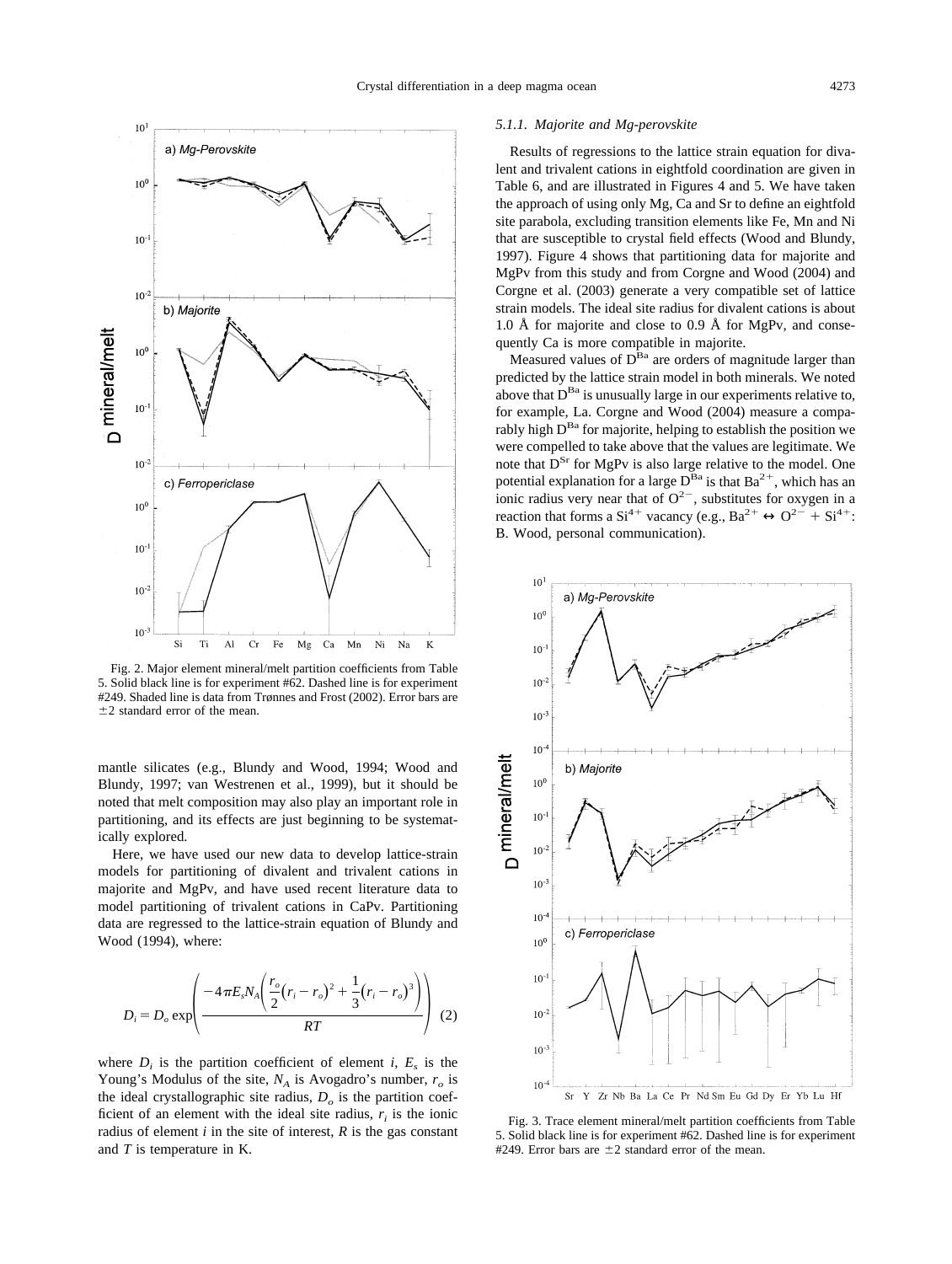Fig. 2. Major element mineral/melt partition coefficients from Table 5. Solid black line is for experiment #62. Dashed line is for experiment #249. Shaded line is data from Trønnes and Frost (2002). Error bars are ±2 standard error of the mean.

mantle silicates (e.g., Blundy and Wood, 1994; Wood and Blundy, 1997; van Westrenen et al., 1999), but it should be noted that melt composition may also play an important role in partitioning, and its effects are just beginning to be systematically explored.

Here, we have used our new data to develop lattice-strain models for partitioning of divalent and trivalent cations in majorite and MgPv, and have used recent literature data to model partitioning of trivalent cations in CaPv. Partitioning data are regressed to the lattice-strain equation of Blundy and Wood (1994), where:

$$D_i = D_o \exp\left(\frac{-4\pi E_s N_A\left(\frac{r_o}{2}(r_i - r_o)^2 + \frac{1}{3}(r_i - r_o)^3\right)}{RT}\right) \quad (2)$$

where $D_i$ is the partition coefficient of element $i$, $E_s$ is the Young's Modulus of the site, $N_A$ is Avogadro's number, $r_o$ is the ideal crystallographic site radius, $D_o$ is the partition coefficient of an element with the ideal site radius, $r_i$ is the ionic radius of element $i$ in the site of interest, $R$ is the gas constant and $T$ is temperature in K.

#### 5.1.1. Majorite and Mg-perovskite

Results of regressions to the lattice strain equation for divalent and trivalent cations in eightfold coordination are given in Table 6, and are illustrated in Figures 4 and 5. We have taken the approach of using only Mg, Ca and Sr to define an eightfold site parabola, excluding transition elements like Fe, Mn and Ni that are susceptible to crystal field effects (Wood and Blundy, 1997). Figure 4 shows that partitioning data for majorite and MgPv from this study and from Corgne and Wood (2004) and Corgne et al. (2003) generate a very compatible set of lattice strain models. The ideal site radius for divalent cations is about 1.0 Å for majorite and close to 0.9 Å for MgPv, and consequently Ca is more compatible in majorite.

Measured values of $D^{Ba}$ are orders of magnitude larger than predicted by the lattice strain model in both minerals. We noted above that $D^{Ba}$ is unusually large in our experiments relative to, for example, La. Corgne and Wood (2004) measure a comparably high $D^{Ba}$ for majorite, helping to establish the position we were compelled to take above that the values are legitimate. We note that $D^{Sr}$ for MgPv is also large relative to the model. One potential explanation for a large $D^{Ba}$ is that $Ba^{2+}$, which has an ionic radius very near that of $O^{2-}$, substitutes for oxygen in a reaction that forms a $Si^{4+}$ vacancy (e.g., $Ba^{2+} \leftrightarrow O^{2-} + Si^{4+}$: B. Wood, personal communication).

Fig. 3. Trace element mineral/melt partition coefficients from Table 5. Solid black line is for experiment #62. Dashed line is for experiment #249. Error bars are ±2 standard error of the mean.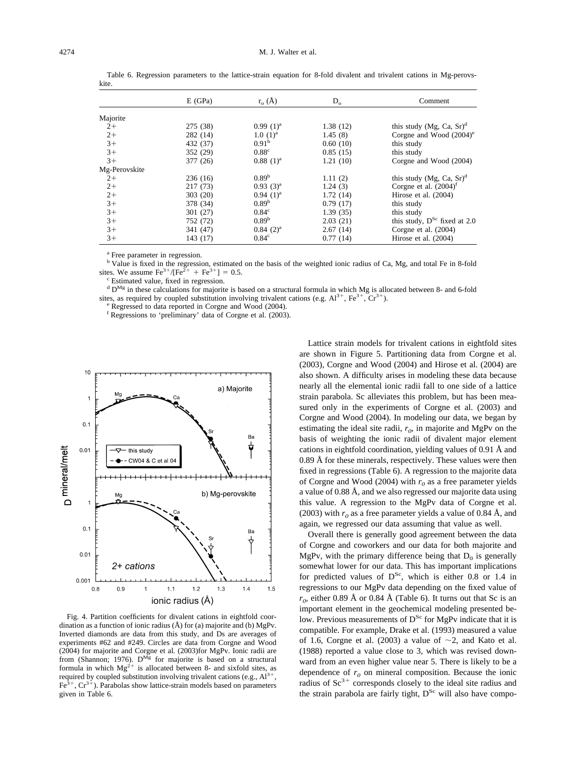Table 6. Regression parameters to the lattice-strain equation for 8-fold divalent and trivalent cations in Mg-perovskite.

| | E (GPa) | $r_o$ (Å) | $D_o$ | Comment |
|---|---|---|---|---|
| Majorite | | | | |
| 2+ | 275 (38) | 0.99 (1)[a] | 1.38 (12) | this study (Mg, Ca, Sr)[d] |
| 2+ | 282 (14) | 1.0 (1)[a] | 1.45 (8) | Corgne and Wood (2004)[e] |
| 3+ | 432 (37) | 0.91[b] | 0.60 (10) | this study |
| 3+ | 352 (29) | 0.88[c] | 0.85 (15) | this study |
| 3+ | 377 (26) | 0.88 (1)[a] | 1.21 (10) | Corgne and Wood (2004) |
| Mg-Perovskite | | | | |
| 2+ | 236 (16) | 0.89[b] | 1.11 (2) | this study (Mg, Ca, Sr)[d] |
| 2+ | 217 (73) | 0.93 (3)[a] | 1.24 (3) | Corgne et al. (2004)[f] |
| 2+ | 303 (20) | 0.94 (1)[a] | 1.72 (14) | Hirose et al. (2004) |
| 3+ | 378 (34) | 0.89[b] | 0.79 (17) | this study |
| 3+ | 301 (27) | 0.84[c] | 1.39 (35) | this study |
| 3+ | 752 (72) | 0.89[b] | 2.03 (21) | this study, $D^{Sc}$ fixed at 2.0 |
| 3+ | 341 (47) | 0.84 (2)[a] | 2.67 (14) | Corgne et al. (2004) |
| 3+ | 143 (17) | 0.84[c] | 0.77 (14) | Hirose et al. (2004) |

[a] Free parameter in regression.
[b] Value is fixed in the regression, estimated on the basis of the weighted ionic radius of Ca, Mg, and total Fe in 8-fold sites. We assume $Fe^{3+}/[Fe^{2+} + Fe^{3+}] = 0.5$.
[c] Estimated value, fixed in regression.
[d] $D^{Mg}$ in these calculations for majorite is based on a structural formula in which Mg is allocated between 8- and 6-fold sites, as required by coupled substitution involving trivalent cations (e.g. $Al^{3+}$, $Fe^{3+}$, $Cr^{3+}$).
[e] Regressed to data reported in Corgne and Wood (2004).
[f] Regressions to 'preliminary' data of Corgne et al. (2003).

Fig. 4. Partition coefficients for divalent cations in eightfold coordination as a function of ionic radius (Å) for (a) majorite and (b) MgPv. Inverted diamonds are data from this study, and Ds are averages of experiments #62 and #249. Circles are data from Corgne and Wood (2004) for majorite and Corgne et al. (2003)for MgPv. Ionic radii are from (Shannon; 1976). $D^{Mg}$ for majorite is based on a structural formula in which $Mg^{2+}$ is allocated between 8- and sixfold sites, as required by coupled substitution involving trivalent cations (e.g., $Al^{3+}$, $Fe^{3+}$, $Cr^{3+}$). Parabolas show lattice-strain models based on parameters given in Table 6.

Lattice strain models for trivalent cations in eightfold sites are shown in Figure 5. Partitioning data from Corgne et al. (2003), Corgne and Wood (2004) and Hirose et al. (2004) are also shown. A difficulty arises in modeling these data because nearly all the elemental ionic radii fall to one side of a lattice strain parabola. Sc alleviates this problem, but has been measured only in the experiments of Corgne et al. (2003) and Corgne and Wood (2004). In modeling our data, we began by estimating the ideal site radii, $r_o$, in majorite and MgPv on the basis of weighting the ionic radii of divalent major element cations in eightfold coordination, yielding values of 0.91 Å and 0.89 Å for these minerals, respectively. These values were then fixed in regressions (Table 6). A regression to the majorite data of Corgne and Wood (2004) with $r_o$ as a free parameter yields a value of 0.88 Å, and we also regressed our majorite data using this value. A regression to the MgPv data of Corgne et al. (2003) with $r_o$ as a free parameter yields a value of 0.84 Å, and again, we regressed our data assuming that value as well.

Overall there is generally good agreement between the data of Corgne and coworkers and our data for both majorite and MgPv, with the primary difference being that $D_0$ is generally somewhat lower for our data. This has important implications for predicted values of $D^{Sc}$, which is either 0.8 or 1.4 in regressions to our MgPv data depending on the fixed value of $r_o$, either 0.89 Å or 0.84 Å (Table 6). It turns out that Sc is an important element in the geochemical modeling presented below. Previous measurements of $D^{Sc}$ for MgPv indicate that it is compatible. For example, Drake et al. (1993) measured a value of 1.6, Corgne et al. (2003) a value of ~2, and Kato et al. (1988) reported a value close to 3, which was revised downward from an even higher value near 5. There is likely to be a dependence of $r_o$ on mineral composition. Because the ionic radius of $Sc^{3+}$ corresponds closely to the ideal site radius and the strain parabola are fairly tight, $D^{Sc}$ will also have compo-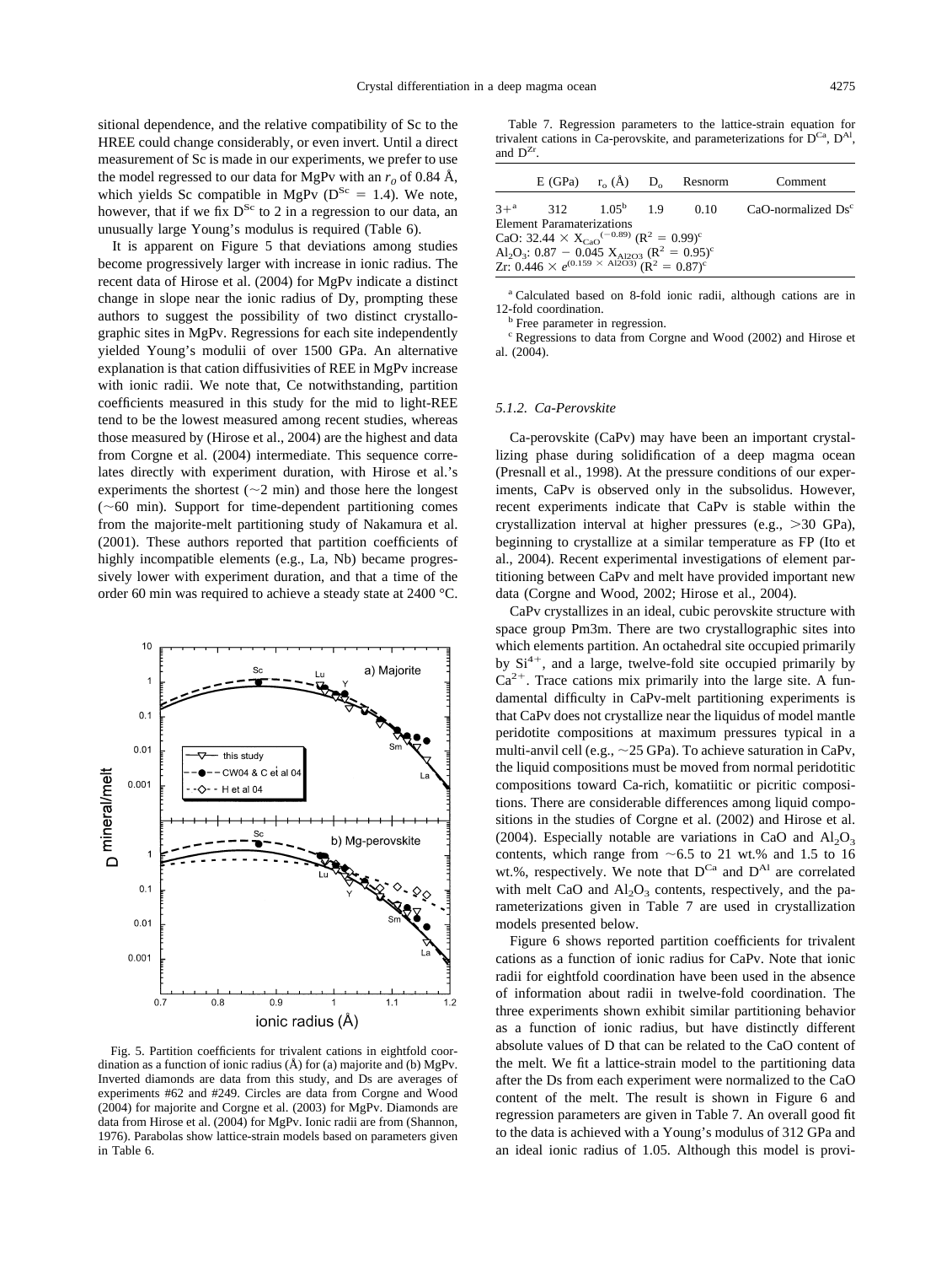sitional dependence, and the relative compatibility of Sc to the HREE could change considerably, or even invert. Until a direct measurement of Sc is made in our experiments, we prefer to use the model regressed to our data for MgPv with an $r_o$ of 0.84 Å, which yields Sc compatible in MgPv ($D^{Sc} = 1.4$). We note, however, that if we fix $D^{Sc}$ to 2 in a regression to our data, an unusually large Young's modulus is required (Table 6).

It is apparent on Figure 5 that deviations among studies become progressively larger with increase in ionic radius. The recent data of Hirose et al. (2004) for MgPv indicate a distinct change in slope near the ionic radius of Dy, prompting these authors to suggest the possibility of two distinct crystallographic sites in MgPv. Regressions for each site independently yielded Young's modulii of over 1500 GPa. An alternative explanation is that cation diffusivities of REE in MgPv increase with ionic radii. We note that, Ce notwithstanding, partition coefficients measured in this study for the mid to light-REE tend to be the lowest measured among recent studies, whereas those measured by (Hirose et al., 2004) are the highest and data from Corgne et al. (2004) intermediate. This sequence correlates directly with experiment duration, with Hirose et al.'s experiments the shortest (~2 min) and those here the longest (~60 min). Support for time-dependent partitioning comes from the majorite-melt partitioning study of Nakamura et al. (2001). These authors reported that partition coefficients of highly incompatible elements (e.g., La, Nb) became progressively lower with experiment duration, and that a time of the order 60 min was required to achieve a steady state at 2400 °C.

Fig. 5. Partition coefficients for trivalent cations in eightfold coordination as a function of ionic radius (Å) for (a) majorite and (b) MgPv. Inverted diamonds are data from this study, and Ds are averages of experiments #62 and #249. Circles are data from Corgne and Wood (2004) for majorite and Corgne et al. (2003) for MgPv. Diamonds are data from Hirose et al. (2004) for MgPv. Ionic radii are from (Shannon, 1976). Parabolas show lattice-strain models based on parameters given in Table 6.

Table 7. Regression parameters to the lattice-strain equation for trivalent cations in Ca-perovskite, and parameterizations for $D^{Ca}$, $D^{Al}$, and $D^{Zr}$.

| | E (GPa) | $r_o$ (Å) | $D_o$ | Resnorm | Comment |
|---|---|---|---|---|---|
| 3+[a] | 312 | 1.05[b] | 1.9 | 0.10 | CaO-normalized Ds[c] |
| Element Paramaterizations | | | | | |
| CaO: $32.44 \times X_{CaO}^{(-0.89)}$ ($R^2 = 0.99$)[c] | | | | | |
| $Al_2O_3$: $0.87 - 0.045\ X_{Al2O3}$ ($R^2 = 0.95$)[c] | | | | | |
| Zr: $0.446 \times e^{(0.159 \times Al2O3)}$ ($R^2 = 0.87$)[c] | | | | | |

[a] Calculated based on 8-fold ionic radii, although cations are in 12-fold coordination.
[b] Free parameter in regression.
[c] Regressions to data from Corgne and Wood (2002) and Hirose et al. (2004).

### 5.1.2. Ca-Perovskite

Ca-perovskite (CaPv) may have been an important crystallizing phase during solidification of a deep magma ocean (Presnall et al., 1998). At the pressure conditions of our experiments, CaPv is observed only in the subsolidus. However, recent experiments indicate that CaPv is stable within the crystallization interval at higher pressures (e.g., >30 GPa), beginning to crystallize at a similar temperature as FP (Ito et al., 2004). Recent experimental investigations of element partitioning between CaPv and melt have provided important new data (Corgne and Wood, 2002; Hirose et al., 2004).

CaPv crystallizes in an ideal, cubic perovskite structure with space group Pm3m. There are two crystallographic sites into which elements partition. An octahedral site occupied primarily by $Si^{4+}$, and a large, twelve-fold site occupied primarily by $Ca^{2+}$. Trace cations mix primarily into the large site. A fundamental difficulty in CaPv-melt partitioning experiments is that CaPv does not crystallize near the liquidus of model mantle peridotite compositions at maximum pressures typical in a multi-anvil cell (e.g., ~25 GPa). To achieve saturation in CaPv, the liquid compositions must be moved from normal peridotitic compositions toward Ca-rich, komatiitic or picritic compositions. There are considerable differences among liquid compositions in the studies of Corgne et al. (2002) and Hirose et al. (2004). Especially notable are variations in CaO and $Al_2O_3$ contents, which range from ~6.5 to 21 wt.% and 1.5 to 16 wt.%, respectively. We note that $D^{Ca}$ and $D^{Al}$ are correlated with melt CaO and $Al_2O_3$ contents, respectively, and the parameterizations given in Table 7 are used in crystallization models presented below.

Figure 6 shows reported partition coefficients for trivalent cations as a function of ionic radius for CaPv. Note that ionic radii for eightfold coordination have been used in the absence of information about radii in twelve-fold coordination. The three experiments shown exhibit similar partitioning behavior as a function of ionic radius, but have distinctly different absolute values of D that can be related to the CaO content of the melt. We fit a lattice-strain model to the partitioning data after the Ds from each experiment were normalized to the CaO content of the melt. The result is shown in Figure 6 and regression parameters are given in Table 7. An overall good fit to the data is achieved with a Young's modulus of 312 GPa and an ideal ionic radius of 1.05. Although this model is provi-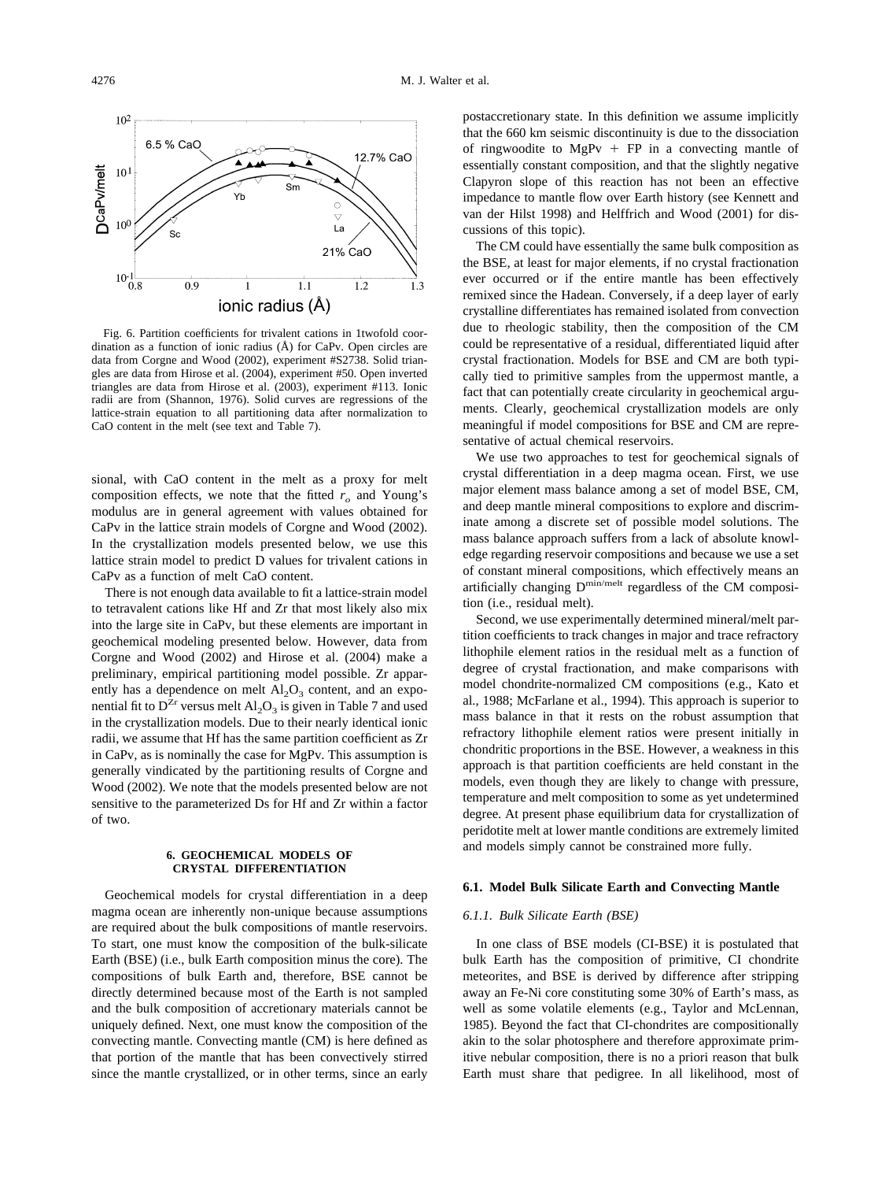Fig. 6. Partition coefficients for trivalent cations in 1twofold coordination as a function of ionic radius (Å) for CaPv. Open circles are data from Corgne and Wood (2002), experiment #S2738. Solid triangles are data from Hirose et al. (2004), experiment #50. Open inverted triangles are data from Hirose et al. (2003), experiment #113. Ionic radii are from (Shannon, 1976). Solid curves are regressions of the lattice-strain equation to all partitioning data after normalization to CaO content in the melt (see text and Table 7).

sional, with CaO content in the melt as a proxy for melt composition effects, we note that the fitted $r_o$ and Young's modulus are in general agreement with values obtained for CaPv in the lattice strain models of Corgne and Wood (2002). In the crystallization models presented below, we use this lattice strain model to predict D values for trivalent cations in CaPv as a function of melt CaO content.

There is not enough data available to fit a lattice-strain model to tetravalent cations like Hf and Zr that most likely also mix into the large site in CaPv, but these elements are important in geochemical modeling presented below. However, data from Corgne and Wood (2002) and Hirose et al. (2004) make a preliminary, empirical partitioning model possible. Zr apparently has a dependence on melt $Al_2O_3$ content, and an exponential fit to $D^{Zr}$ versus melt $Al_2O_3$ is given in Table 7 and used in the crystallization models. Due to their nearly identical ionic radii, we assume that Hf has the same partition coefficient as Zr in CaPv, as is nominally the case for MgPv. This assumption is generally vindicated by the partitioning results of Corgne and Wood (2002). We note that the models presented below are not sensitive to the parameterized Ds for Hf and Zr within a factor of two.

## 6. GEOCHEMICAL MODELS OF CRYSTAL DIFFERENTIATION

Geochemical models for crystal differentiation in a deep magma ocean are inherently non-unique because assumptions are required about the bulk compositions of mantle reservoirs. To start, one must know the composition of the bulk-silicate Earth (BSE) (i.e., bulk Earth composition minus the core). The compositions of bulk Earth and, therefore, BSE cannot be directly determined because most of the Earth is not sampled and the bulk composition of accretionary materials cannot be uniquely defined. Next, one must know the composition of the convecting mantle. Convecting mantle (CM) is here defined as that portion of the mantle that has been convectively stirred since the mantle crystallized, or in other terms, since an early postaccretionary state. In this definition we assume implicitly that the 660 km seismic discontinuity is due to the dissociation of ringwoodite to MgPv + FP in a convecting mantle of essentially constant composition, and that the slightly negative Clapyron slope of this reaction has not been an effective impedance to mantle flow over Earth history (see Kennett and van der Hilst 1998) and Helffrich and Wood (2001) for discussions of this topic).

The CM could have essentially the same bulk composition as the BSE, at least for major elements, if no crystal fractionation ever occurred or if the entire mantle has been effectively remixed since the Hadean. Conversely, if a deep layer of early crystalline differentiates has remained isolated from convection due to rheologic stability, then the composition of the CM could be representative of a residual, differentiated liquid after crystal fractionation. Models for BSE and CM are both typically tied to primitive samples from the uppermost mantle, a fact that can potentially create circularity in geochemical arguments. Clearly, geochemical crystallization models are only meaningful if model compositions for BSE and CM are representative of actual chemical reservoirs.

We use two approaches to test for geochemical signals of crystal differentiation in a deep magma ocean. First, we use major element mass balance among a set of model BSE, CM, and deep mantle mineral compositions to explore and discriminate among a discrete set of possible model solutions. The mass balance approach suffers from a lack of absolute knowledge regarding reservoir compositions and because we use a set of constant mineral compositions, which effectively means an artificially changing $D^{min/melt}$ regardless of the CM composition (i.e., residual melt).

Second, we use experimentally determined mineral/melt partition coefficients to track changes in major and trace refractory lithophile element ratios in the residual melt as a function of degree of crystal fractionation, and make comparisons with model chondrite-normalized CM compositions (e.g., Kato et al., 1988; McFarlane et al., 1994). This approach is superior to mass balance in that it rests on the robust assumption that refractory lithophile element ratios were present initially in chondritic proportions in the BSE. However, a weakness in this approach is that partition coefficients are held constant in the models, even though they are likely to change with pressure, temperature and melt composition to some as yet undetermined degree. At present phase equilibrium data for crystallization of peridotite melt at lower mantle conditions are extremely limited and models simply cannot be constrained more fully.

### 6.1. Model Bulk Silicate Earth and Convecting Mantle

#### 6.1.1. Bulk Silicate Earth (BSE)

In one class of BSE models (CI-BSE) it is postulated that bulk Earth has the composition of primitive, CI chondrite meteorites, and BSE is derived by difference after stripping away an Fe-Ni core constituting some 30% of Earth's mass, as well as some volatile elements (e.g., Taylor and McLennan, 1985). Beyond the fact that CI-chondrites are compositionally akin to the solar photosphere and therefore approximate primitive nebular composition, there is no a priori reason that bulk Earth must share that pedigree. In all likelihood, most of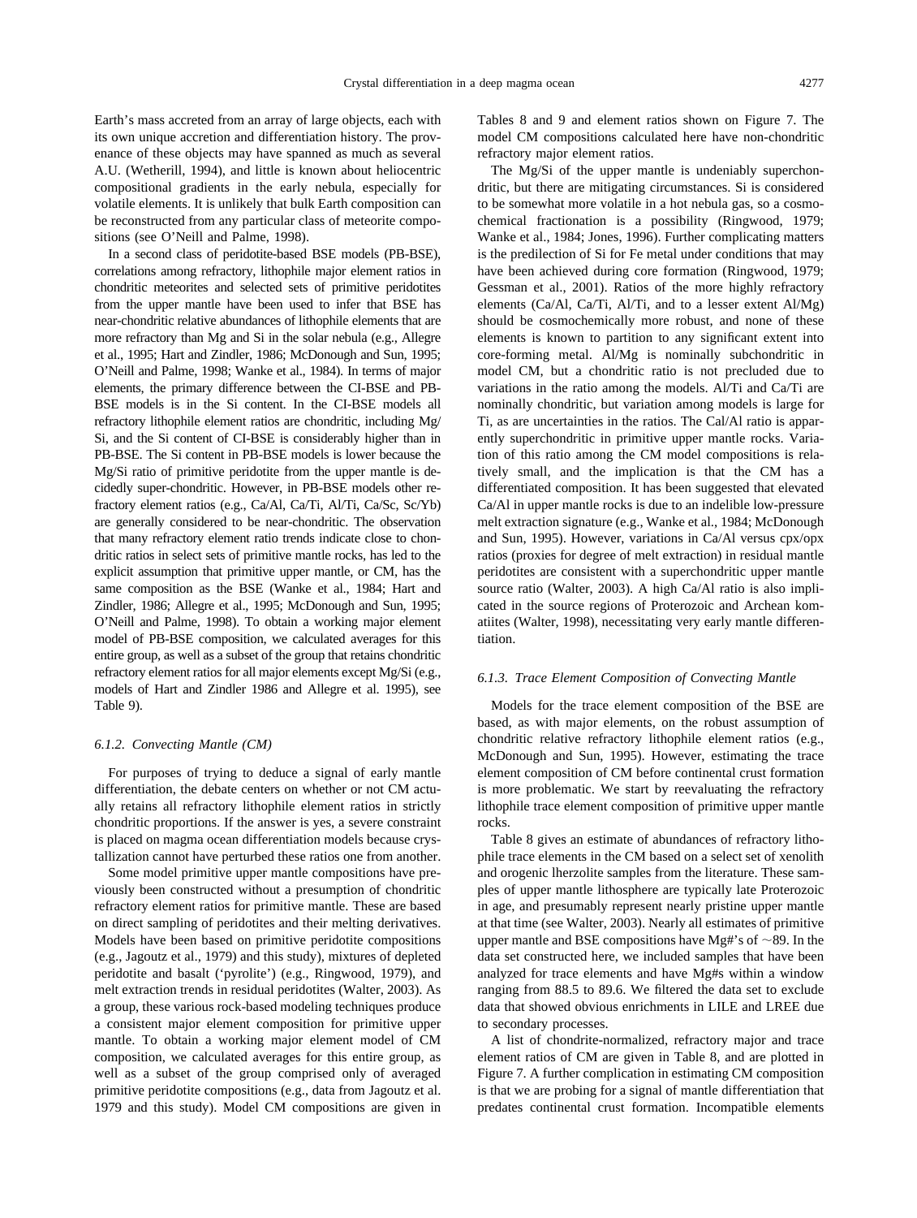Earth's mass accreted from an array of large objects, each with its own unique accretion and differentiation history. The provenance of these objects may have spanned as much as several A.U. (Wetherill, 1994), and little is known about heliocentric compositional gradients in the early nebula, especially for volatile elements. It is unlikely that bulk Earth composition can be reconstructed from any particular class of meteorite compositions (see O'Neill and Palme, 1998).

In a second class of peridotite-based BSE models (PB-BSE), correlations among refractory, lithophile major element ratios in chondritic meteorites and selected sets of primitive peridotites from the upper mantle have been used to infer that BSE has near-chondritic relative abundances of lithophile elements that are more refractory than Mg and Si in the solar nebula (e.g., Allegre et al., 1995; Hart and Zindler, 1986; McDonough and Sun, 1995; O'Neill and Palme, 1998; Wanke et al., 1984). In terms of major elements, the primary difference between the CI-BSE and PB-BSE models is in the Si content. In the CI-BSE models all refractory lithophile element ratios are chondritic, including Mg/Si, and the Si content of CI-BSE is considerably higher than in PB-BSE. The Si content in PB-BSE models is lower because the Mg/Si ratio of primitive peridotite from the upper mantle is decidedly super-chondritic. However, in PB-BSE models other refractory element ratios (e.g., Ca/Al, Ca/Ti, Al/Ti, Ca/Sc, Sc/Yb) are generally considered to be near-chondritic. The observation that many refractory element ratio trends indicate close to chondritic ratios in select sets of primitive mantle rocks, has led to the explicit assumption that primitive upper mantle, or CM, has the same composition as the BSE (Wanke et al., 1984; Hart and Zindler, 1986; Allegre et al., 1995; McDonough and Sun, 1995; O'Neill and Palme, 1998). To obtain a working major element model of PB-BSE composition, we calculated averages for this entire group, as well as a subset of the group that retains chondritic refractory element ratios for all major elements except Mg/Si (e.g., models of Hart and Zindler 1986 and Allegre et al. 1995), see Table 9).

### 6.1.2. Convecting Mantle (CM)

For purposes of trying to deduce a signal of early mantle differentiation, the debate centers on whether or not CM actually retains all refractory lithophile element ratios in strictly chondritic proportions. If the answer is yes, a severe constraint is placed on magma ocean differentiation models because crystallization cannot have perturbed these ratios one from another.

Some model primitive upper mantle compositions have previously been constructed without a presumption of chondritic refractory element ratios for primitive mantle. These are based on direct sampling of peridotites and their melting derivatives. Models have been based on primitive peridotite compositions (e.g., Jagoutz et al., 1979) and this study), mixtures of depleted peridotite and basalt ('pyrolite') (e.g., Ringwood, 1979), and melt extraction trends in residual peridotites (Walter, 2003). As a group, these various rock-based modeling techniques produce a consistent major element composition for primitive upper mantle. To obtain a working major element model of CM composition, we calculated averages for this entire group, as well as a subset of the group comprised only of averaged primitive peridotite compositions (e.g., data from Jagoutz et al. 1979 and this study). Model CM compositions are given in Tables 8 and 9 and element ratios shown on Figure 7. The model CM compositions calculated here have non-chondritic refractory major element ratios.

The Mg/Si of the upper mantle is undeniably superchondritic, but there are mitigating circumstances. Si is considered to be somewhat more volatile in a hot nebula gas, so a cosmochemical fractionation is a possibility (Ringwood, 1979; Wanke et al., 1984; Jones, 1996). Further complicating matters is the predilection of Si for Fe metal under conditions that may have been achieved during core formation (Ringwood, 1979; Gessman et al., 2001). Ratios of the more highly refractory elements (Ca/Al, Ca/Ti, Al/Ti, and to a lesser extent Al/Mg) should be cosmochemically more robust, and none of these elements is known to partition to any significant extent into core-forming metal. Al/Mg is nominally subchondritic in model CM, but a chondritic ratio is not precluded due to variations in the ratio among the models. Al/Ti and Ca/Ti are nominally chondritic, but variation among models is large for Ti, as are uncertainties in the ratios. The Cal/Al ratio is apparently superchondritic in primitive upper mantle rocks. Variation of this ratio among the CM model compositions is relatively small, and the implication is that the CM has a differentiated composition. It has been suggested that elevated Ca/Al in upper mantle rocks is due to an indelible low-pressure melt extraction signature (e.g., Wanke et al., 1984; McDonough and Sun, 1995). However, variations in Ca/Al versus cpx/opx ratios (proxies for degree of melt extraction) in residual mantle peridotites are consistent with a superchondritic upper mantle source ratio (Walter, 2003). A high Ca/Al ratio is also implicated in the source regions of Proterozoic and Archean komatiites (Walter, 1998), necessitating very early mantle differentiation.

### 6.1.3. Trace Element Composition of Convecting Mantle

Models for the trace element composition of the BSE are based, as with major elements, on the robust assumption of chondritic relative refractory lithophile element ratios (e.g., McDonough and Sun, 1995). However, estimating the trace element composition of CM before continental crust formation is more problematic. We start by reevaluating the refractory lithophile trace element composition of primitive upper mantle rocks.

Table 8 gives an estimate of abundances of refractory lithophile trace elements in the CM based on a select set of xenolith and orogenic lherzolite samples from the literature. These samples of upper mantle lithosphere are typically late Proterozoic in age, and presumably represent nearly pristine upper mantle at that time (see Walter, 2003). Nearly all estimates of primitive upper mantle and BSE compositions have Mg#'s of ~89. In the data set constructed here, we included samples that have been analyzed for trace elements and have Mg#s within a window ranging from 88.5 to 89.6. We filtered the data set to exclude data that showed obvious enrichments in LILE and LREE due to secondary processes.

A list of chondrite-normalized, refractory major and trace element ratios of CM are given in Table 8, and are plotted in Figure 7. A further complication in estimating CM composition is that we are probing for a signal of mantle differentiation that predates continental crust formation. Incompatible elements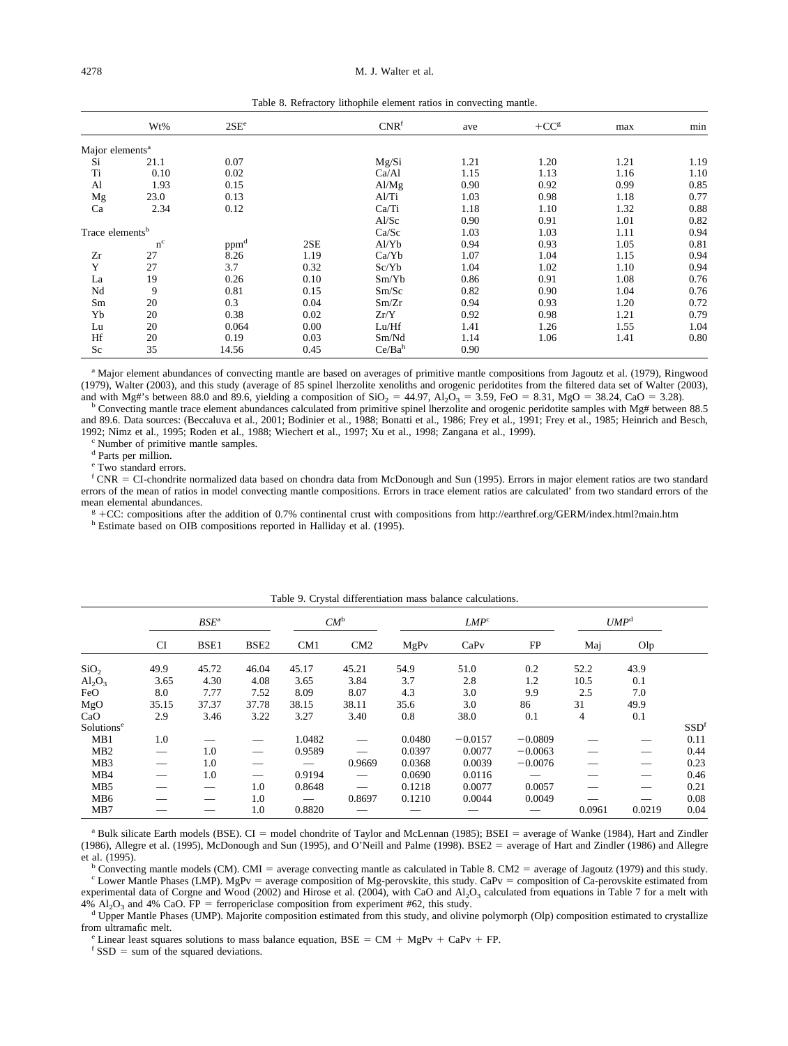Table 8. Refractory lithophile element ratios in convecting mantle.

| | Wt% | 2SE[e] | | CNR[f] | ave | +CC[g] | max | min |
|---|---|---|---|---|---|---|---|---|
| Major elements[a] | | | | | | | | |
| Si | 21.1 | 0.07 | | Mg/Si | 1.21 | 1.20 | 1.21 | 1.19 |
| Ti | 0.10 | 0.02 | | Ca/Al | 1.15 | 1.13 | 1.16 | 1.10 |
| Al | 1.93 | 0.15 | | Al/Mg | 0.90 | 0.92 | 0.99 | 0.85 |
| Mg | 23.0 | 0.13 | | Al/Ti | 1.03 | 0.98 | 1.18 | 0.77 |
| Ca | 2.34 | 0.12 | | Ca/Ti | 1.18 | 1.10 | 1.32 | 0.88 |
| | | | | Al/Sc | 0.90 | 0.91 | 1.01 | 0.82 |
| Trace elements[b] | | | | Ca/Sc | 1.03 | 1.03 | 1.11 | 0.94 |
| | n[c] | ppm[d] | 2SE | Al/Yb | 0.94 | 0.93 | 1.05 | 0.81 |
| Zr | 27 | 8.26 | 1.19 | Ca/Yb | 1.07 | 1.04 | 1.15 | 0.94 |
| Y | 27 | 3.7 | 0.32 | Sc/Yb | 1.04 | 1.02 | 1.10 | 0.94 |
| La | 19 | 0.26 | 0.10 | Sm/Yb | 0.86 | 0.91 | 1.08 | 0.76 |
| Nd | 9 | 0.81 | 0.15 | Sm/Sc | 0.82 | 0.90 | 1.04 | 0.76 |
| Sm | 20 | 0.3 | 0.04 | Sm/Zr | 0.94 | 0.93 | 1.20 | 0.72 |
| Yb | 20 | 0.38 | 0.02 | Zr/Y | 0.92 | 0.98 | 1.21 | 0.79 |
| Lu | 20 | 0.064 | 0.00 | Lu/Hf | 1.41 | 1.26 | 1.55 | 1.04 |
| Hf | 20 | 0.19 | 0.03 | Sm/Nd | 1.14 | 1.06 | 1.41 | 0.80 |
| Sc | 35 | 14.56 | 0.45 | Ce/Ba[h] | 0.90 | | | |

[a] Major element abundances of convecting mantle are based on averages of primitive mantle compositions from Jagoutz et al. (1979), Ringwood (1979), Walter (2003), and this study (average of 85 spinel lherzolite xenoliths and orogenic peridotites from the filtered data set of Walter (2003), and with Mg#'s between 88.0 and 89.6, yielding a composition of $SiO_2$ = 44.97, $Al_2O_3$ = 3.59, FeO = 8.31, MgO = 38.24, CaO = 3.28).

[b] Convecting mantle trace element abundances calculated from primitive spinel lherzolite and orogenic peridotite samples with Mg# between 88.5 and 89.6. Data sources: (Beccaluva et al., 2001; Bodinier et al., 1988; Bonatti et al., 1986; Frey et al., 1991; Frey et al., 1985; Heinrich and Besch, 1992; Nimz et al., 1995; Roden et al., 1988; Wiechert et al., 1997; Xu et al., 1998; Zangana et al., 1999).

[c] Number of primitive mantle samples.

[d] Parts per million.

[e] Two standard errors.

[f] CNR = CI-chondrite normalized data based on chondra data from McDonough and Sun (1995). Errors in major element ratios are two standard errors of the mean of ratios in model convecting mantle compositions. Errors in trace element ratios are calculated' from two standard errors of the mean elemental abundances.

[g] +CC: compositions after the addition of 0.7% continental crust with compositions from http://earthref.org/GERM/index.html?main.htm

[h] Estimate based on OIB compositions reported in Halliday et al. (1995).

Table 9. Crystal differentiation mass balance calculations.

| | *BSE*[a] | | | *CM*[b] | | *LMP*[c] | | | *UMP*[d] | | |
|---|---|---|---|---|---|---|---|---|---|---|---|
| | CI | BSE1 | BSE2 | CM1 | CM2 | MgPv | CaPv | FP | Maj | Olp | |
| $SiO_2$ | 49.9 | 45.72 | 46.04 | 45.17 | 45.21 | 54.9 | 51.0 | 0.2 | 52.2 | 43.9 | |
| $Al_2O_3$ | 3.65 | 4.30 | 4.08 | 3.65 | 3.84 | 3.7 | 2.8 | 1.2 | 10.5 | 0.1 | |
| FeO | 8.0 | 7.77 | 7.52 | 8.09 | 8.07 | 4.3 | 3.0 | 9.9 | 2.5 | 7.0 | |
| MgO | 35.15 | 37.37 | 37.78 | 38.15 | 38.11 | 35.6 | 3.0 | 86 | 31 | 49.9 | |
| CaO | 2.9 | 3.46 | 3.22 | 3.27 | 3.40 | 0.8 | 38.0 | 0.1 | 4 | 0.1 | |
| Solutions[e] | | | | | | | | | | | SSD[f] |
| MB1 | 1.0 | — | — | 1.0482 | — | 0.0480 | −0.0157 | −0.0809 | — | — | 0.11 |
| MB2 | — | 1.0 | — | 0.9589 | — | 0.0397 | 0.0077 | −0.0063 | — | — | 0.44 |
| MB3 | — | 1.0 | — | — | 0.9669 | 0.0368 | 0.0039 | −0.0076 | — | — | 0.23 |
| MB4 | — | 1.0 | — | 0.9194 | — | 0.0690 | 0.0116 | — | — | — | 0.46 |
| MB5 | — | — | 1.0 | 0.8648 | — | 0.1218 | 0.0077 | 0.0057 | — | — | 0.21 |
| MB6 | — | — | 1.0 | — | 0.8697 | 0.1210 | 0.0044 | 0.0049 | — | — | 0.08 |
| MB7 | — | — | 1.0 | 0.8820 | — | — | — | — | 0.0961 | 0.0219 | 0.04 |

[a] Bulk silicate Earth models (BSE). CI = model chondrite of Taylor and McLennan (1985); BSEI = average of Wanke (1984), Hart and Zindler (1986), Allegre et al. (1995), McDonough and Sun (1995), and O'Neill and Palme (1998). BSE2 = average of Hart and Zindler (1986) and Allegre et al. (1995).

[b] Convecting mantle models (CM). CMI = average convecting mantle as calculated in Table 8. CM2 = average of Jagoutz (1979) and this study.

[c] Lower Mantle Phases (LMP). MgPv = average composition of Mg-perovskite, this study. CaPv = composition of Ca-perovskite estimated from experimental data of Corgne and Wood (2002) and Hirose et al. (2004), with CaO and $Al_2O_3$ calculated from equations in Table 7 for a melt with 4% $Al_2O_3$ and 4% CaO. FP = ferropericlase composition from experiment #62, this study.

[d] Upper Mantle Phases (UMP). Majorite composition estimated from this study, and olivine polymorph (Olp) composition estimated to crystallize from ultramafic melt.

[e] Linear least squares solutions to mass balance equation, BSE = CM + MgPv + CaPv + FP.

[f] SSD = sum of the squared deviations.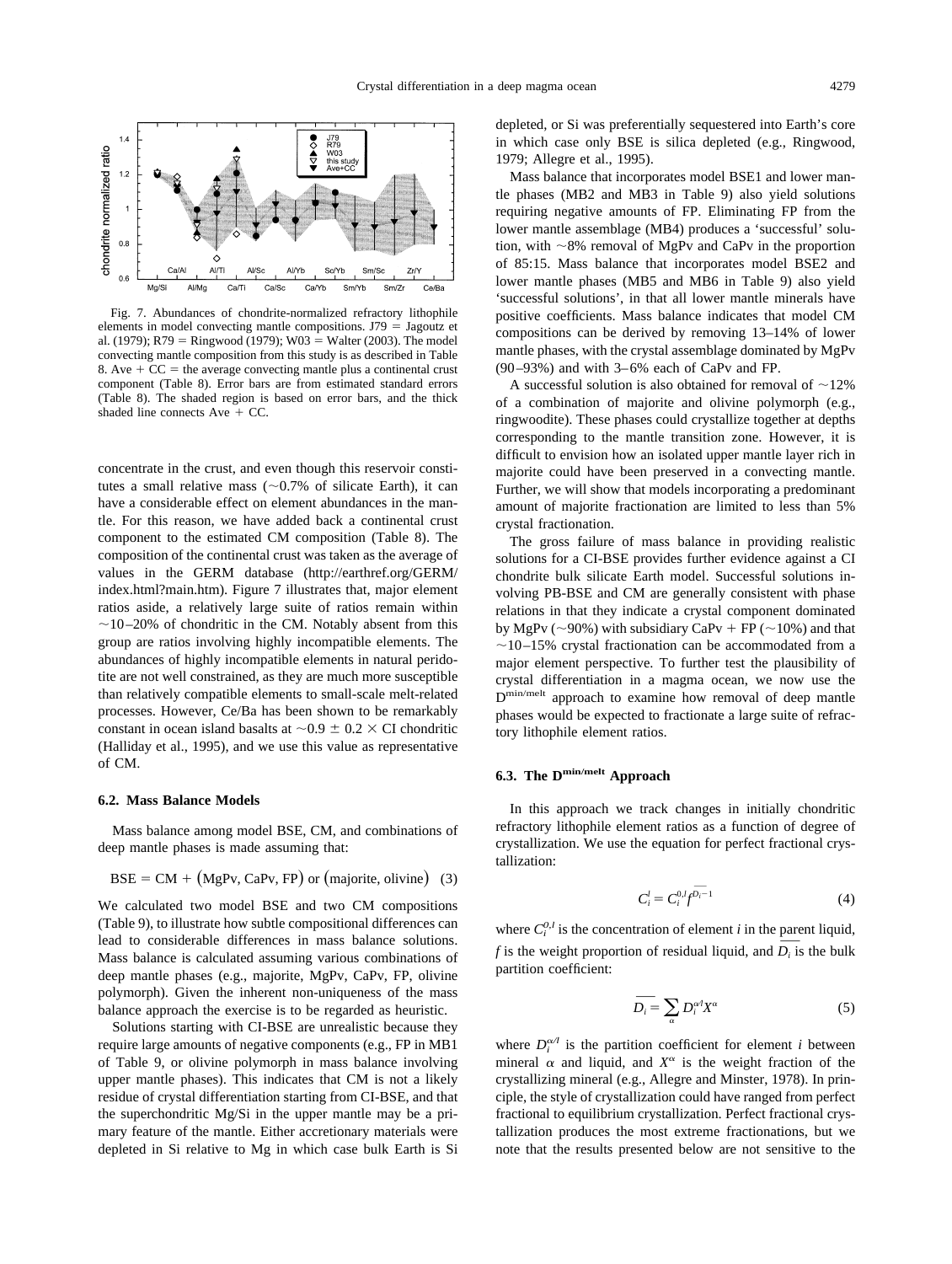Fig. 7. Abundances of chondrite-normalized refractory lithophile elements in model convecting mantle compositions. J79 = Jagoutz et al. (1979); R79 = Ringwood (1979); W03 = Walter (2003). The model convecting mantle composition from this study is as described in Table 8. Ave + CC = the average convecting mantle plus a continental crust component (Table 8). Error bars are from estimated standard errors (Table 8). The shaded region is based on error bars, and the thick shaded line connects Ave + CC.

concentrate in the crust, and even though this reservoir constitutes a small relative mass (~0.7% of silicate Earth), it can have a considerable effect on element abundances in the mantle. For this reason, we have added back a continental crust component to the estimated CM composition (Table 8). The composition of the continental crust was taken as the average of values in the GERM database (http://earthref.org/GERM/index.html?main.htm). Figure 7 illustrates that, major element ratios aside, a relatively large suite of ratios remain within ~10–20% of chondritic in the CM. Notably absent from this group are ratios involving highly incompatible elements. The abundances of highly incompatible elements in natural peridotite are not well constrained, as they are much more susceptible than relatively compatible elements to small-scale melt-related processes. However, Ce/Ba has been shown to be remarkably constant in ocean island basalts at ~0.9 ± 0.2 × CI chondritic (Halliday et al., 1995), and we use this value as representative of CM.

### 6.2. Mass Balance Models

Mass balance among model BSE, CM, and combinations of deep mantle phases is made assuming that:

$$\text{BSE} = \text{CM} + (\text{MgPv, CaPv, FP}) \text{ or } (\text{majorite, olivine}) \quad (3)$$

We calculated two model BSE and two CM compositions (Table 9), to illustrate how subtle compositional differences can lead to considerable differences in mass balance solutions. Mass balance is calculated assuming various combinations of deep mantle phases (e.g., majorite, MgPv, CaPv, FP, olivine polymorph). Given the inherent non-uniqueness of the mass balance approach the exercise is to be regarded as heuristic.

Solutions starting with CI-BSE are unrealistic because they require large amounts of negative components (e.g., FP in MB1 of Table 9, or olivine polymorph in mass balance involving upper mantle phases). This indicates that CM is not a likely residue of crystal differentiation starting from CI-BSE, and that the superchondritic Mg/Si in the upper mantle may be a primary feature of the mantle. Either accretionary materials were depleted in Si relative to Mg in which case bulk Earth is Si depleted, or Si was preferentially sequestered into Earth's core in which case only BSE is silica depleted (e.g., Ringwood, 1979; Allegre et al., 1995).

Mass balance that incorporates model BSE1 and lower mantle phases (MB2 and MB3 in Table 9) also yield solutions requiring negative amounts of FP. Eliminating FP from the lower mantle assemblage (MB4) produces a 'successful' solution, with ~8% removal of MgPv and CaPv in the proportion of 85:15. Mass balance that incorporates model BSE2 and lower mantle phases (MB5 and MB6 in Table 9) also yield 'successful solutions', in that all lower mantle minerals have positive coefficients. Mass balance indicates that model CM compositions can be derived by removing 13–14% of lower mantle phases, with the crystal assemblage dominated by MgPv (90–93%) and with 3–6% each of CaPv and FP.

A successful solution is also obtained for removal of ~12% of a combination of majorite and olivine polymorph (e.g., ringwoodite). These phases could crystallize together at depths corresponding to the mantle transition zone. However, it is difficult to envision how an isolated upper mantle layer rich in majorite could have been preserved in a convecting mantle. Further, we will show that models incorporating a predominant amount of majorite fractionation are limited to less than 5% crystal fractionation.

The gross failure of mass balance in providing realistic solutions for a CI-BSE provides further evidence against a CI chondrite bulk silicate Earth model. Successful solutions involving PB-BSE and CM are generally consistent with phase relations in that they indicate a crystal component dominated by MgPv (~90%) with subsidiary CaPv + FP (~10%) and that ~10–15% crystal fractionation can be accommodated from a major element perspective. To further test the plausibility of crystal differentiation in a magma ocean, we now use the $D^{min/melt}$ approach to examine how removal of deep mantle phases would be expected to fractionate a large suite of refractory lithophile element ratios.

### 6.3. The $D^{min/melt}$ Approach

In this approach we track changes in initially chondritic refractory lithophile element ratios as a function of degree of crystallization. We use the equation for perfect fractional crystallization:

$$C_i^l = C_i^{0,l} f^{\overline{D_i}-1} \quad (4)$$

where $C_i^{0,l}$ is the concentration of element $i$ in the parent liquid, $f$ is the weight proportion of residual liquid, and $\overline{D_i}$ is the bulk partition coefficient:

$$\overline{D_i} = \sum_{\alpha} D_i^{\alpha/l} X^{\alpha} \quad (5)$$

where $D_i^{\alpha/l}$ is the partition coefficient for element $i$ between mineral $\alpha$ and liquid, and $X^{\alpha}$ is the weight fraction of the crystallizing mineral (e.g., Allegre and Minster, 1978). In principle, the style of crystallization could have ranged from perfect fractional to equilibrium crystallization. Perfect fractional crystallization produces the most extreme fractionations, but we note that the results presented below are not sensitive to the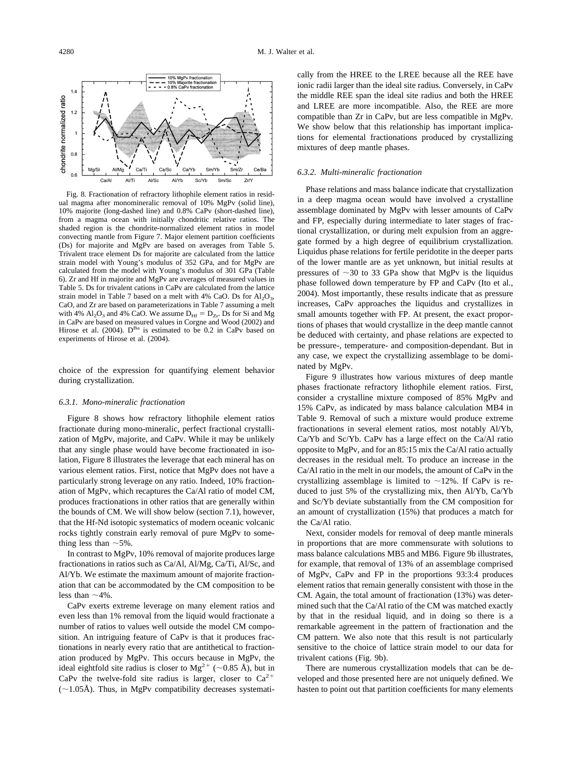Fig. 8. Fractionation of refractory lithophile element ratios in residual magma after monomineralic removal of 10% MgPv (solid line), 10% majorite (long-dashed line) and 0.8% CaPv (short-dashed line), from a magma ocean with initially chondritic relative ratios. The shaded region is the chondrite-normalized element ratios in model convecting mantle from Figure 7. Major element partition coefficients (Ds) for majorite and MgPv are based on averages from Table 5. Trivalent trace element Ds for majorite are calculated from the lattice strain model with Young's modulus of 352 GPa, and for MgPv are calculated from the model with Young's modulus of 301 GPa (Table 6). Zr and Hf in majorite and MgPv are averages of measured values in Table 5. Ds for trivalent cations in CaPv are calculated from the lattice strain model in Table 7 based on a melt with 4% CaO. Ds for $Al_2O_3$, CaO, and Zr are based on parameterizations in Table 7 assuming a melt with 4% $Al_2O_3$ and 4% CaO. We assume $D_{Hf} = D_{Zr}$. Ds for Si and Mg in CaPv are based on measured values in Corgne and Wood (2002) and Hirose et al. (2004). $D^{Ba}$ is estimated to be 0.2 in CaPv based on experiments of Hirose et al. (2004).

choice of the expression for quantifying element behavior during crystallization.

#### 6.3.1. *Mono-mineralic fractionation*

Figure 8 shows how refractory lithophile element ratios fractionate during mono-mineralic, perfect fractional crystallization of MgPv, majorite, and CaPv. While it may be unlikely that any single phase would have become fractionated in isolation, Figure 8 illustrates the leverage that each mineral has on various element ratios. First, notice that MgPv does not have a particularly strong leverage on any ratio. Indeed, 10% fractionation of MgPv, which recaptures the Ca/Al ratio of model CM, produces fractionations in other ratios that are generally within the bounds of CM. We will show below (section 7.1), however, that the Hf-Nd isotopic systematics of modern oceanic volcanic rocks tightly constrain early removal of pure MgPv to something less than ~5%.

In contrast to MgPv, 10% removal of majorite produces large fractionations in ratios such as Ca/Al, Al/Mg, Ca/Ti, Al/Sc, and Al/Yb. We estimate the maximum amount of majorite fractionation that can be accommodated by the CM composition to be less than ~4%.

CaPv exerts extreme leverage on many element ratios and even less than 1% removal from the liquid would fractionate a number of ratios to values well outside the model CM composition. An intriguing feature of CaPv is that it produces fractionations in nearly every ratio that are antithetical to fractionation produced by MgPv. This occurs because in MgPv, the ideal eightfold site radius is closer to $Mg^{2+}$ (~0.85 Å), but in CaPv the twelve-fold site radius is larger, closer to $Ca^{2+}$ (~1.05Å). Thus, in MgPv compatibility decreases systematically from the HREE to the LREE because all the REE have ionic radii larger than the ideal site radius. Conversely, in CaPv the middle REE span the ideal site radius and both the HREE and LREE are more incompatible. Also, the REE are more compatible than Zr in CaPv, but are less compatible in MgPv. We show below that this relationship has important implications for elemental fractionations produced by crystallizing mixtures of deep mantle phases.

#### 6.3.2. *Multi-mineralic fractionation*

Phase relations and mass balance indicate that crystallization in a deep magma ocean would have involved a crystalline assemblage dominated by MgPv with lesser amounts of CaPv and FP, especially during intermediate to later stages of fractional crystallization, or during melt expulsion from an aggregate formed by a high degree of equilibrium crystallization. Liquidus phase relations for fertile peridotite in the deeper parts of the lower mantle are as yet unknown, but initial results at pressures of ~30 to 33 GPa show that MgPv is the liquidus phase followed down temperature by FP and CaPv (Ito et al., 2004). Most importantly, these results indicate that as pressure increases, CaPv approaches the liquidus and crystallizes in small amounts together with FP. At present, the exact proportions of phases that would crystallize in the deep mantle cannot be deduced with certainty, and phase relations are expected to be pressure-, temperature- and composition-dependant. But in any case, we expect the crystallizing assemblage to be dominated by MgPv.

Figure 9 illustrates how various mixtures of deep mantle phases fractionate refractory lithophile element ratios. First, consider a crystalline mixture composed of 85% MgPv and 15% CaPv, as indicated by mass balance calculation MB4 in Table 9. Removal of such a mixture would produce extreme fractionations in several element ratios, most notably Al/Yb, Ca/Yb and Sc/Yb. CaPv has a large effect on the Ca/Al ratio opposite to MgPv, and for an 85:15 mix the Ca/Al ratio actually decreases in the residual melt. To produce an increase in the Ca/Al ratio in the melt in our models, the amount of CaPv in the crystallizing assemblage is limited to ~12%. If CaPv is reduced to just 5% of the crystallizing mix, then Al/Yb, Ca/Yb and Sc/Yb deviate substantially from the CM composition for an amount of crystallization (15%) that produces a match for the Ca/Al ratio.

Next, consider models for removal of deep mantle minerals in proportions that are more commensurate with solutions to mass balance calculations MB5 and MB6. Figure 9b illustrates, for example, that removal of 13% of an assemblage comprised of MgPv, CaPv and FP in the proportions 93:3:4 produces element ratios that remain generally consistent with those in the CM. Again, the total amount of fractionation (13%) was determined such that the Ca/Al ratio of the CM was matched exactly by that in the residual liquid, and in doing so there is a remarkable agreement in the pattern of fractionation and the CM pattern. We also note that this result is not particularly sensitive to the choice of lattice strain model to our data for trivalent cations (Fig. 9b).

There are numerous crystallization models that can be developed and those presented here are not uniquely defined. We hasten to point out that partition coefficients for many elements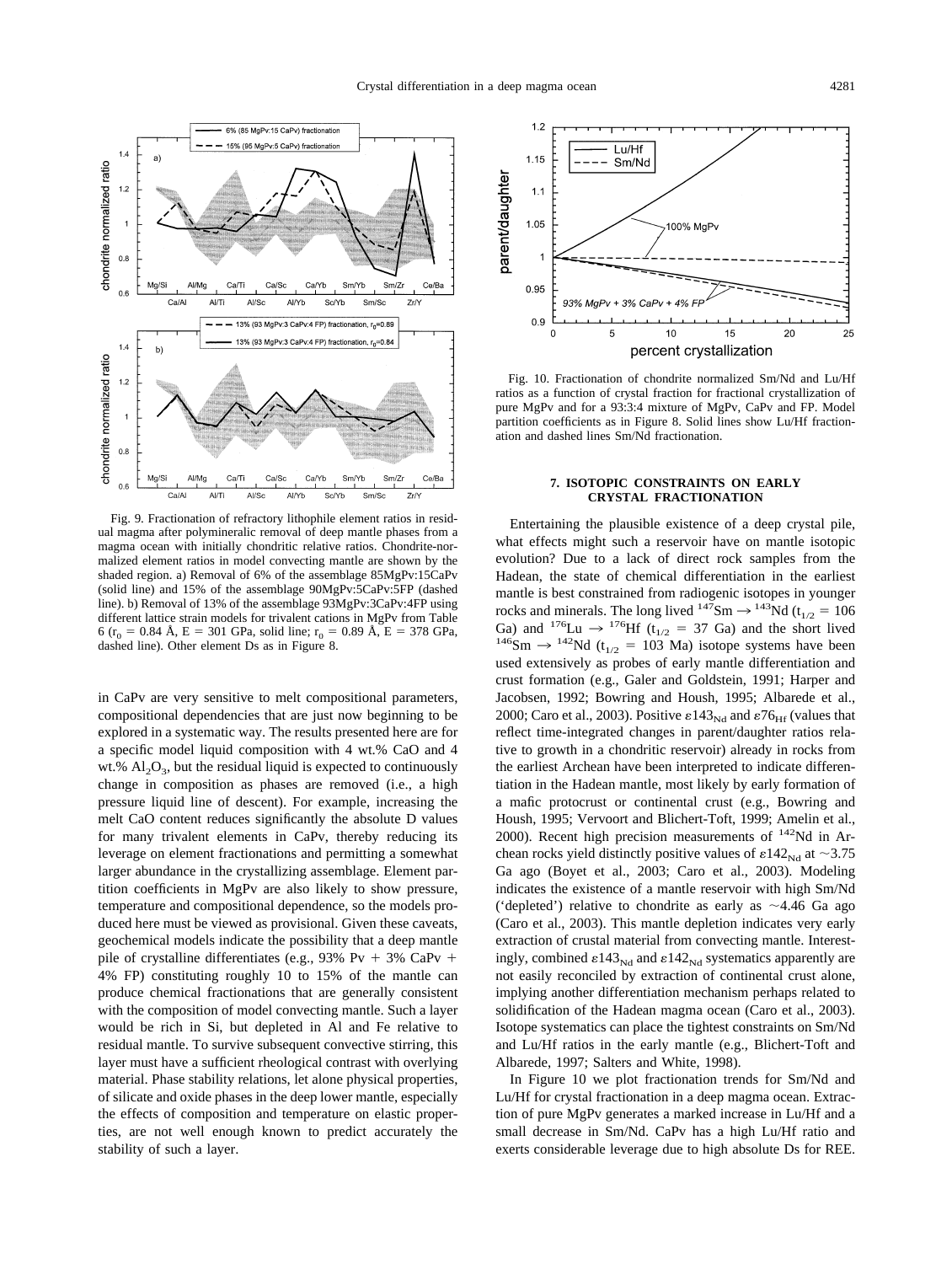Fig. 9. Fractionation of refractory lithophile element ratios in residual magma after polymineralic removal of deep mantle phases from a magma ocean with initially chondritic relative ratios. Chondrite-normalized element ratios in model convecting mantle are shown by the shaded region. a) Removal of 6% of the assemblage 85MgPv:15CaPv (solid line) and 15% of the assemblage 90MgPv:5CaPv:5FP (dashed line). b) Removal of 13% of the assemblage 93MgPv:3CaPv:4FP using different lattice strain models for trivalent cations in MgPv from Table 6 ($r_0$ = 0.84 Å, E = 301 GPa, solid line; $r_0$ = 0.89 Å, E = 378 GPa, dashed line). Other element Ds as in Figure 8.

in CaPv are very sensitive to melt compositional parameters, compositional dependencies that are just now beginning to be explored in a systematic way. The results presented here are for a specific model liquid composition with 4 wt.% CaO and 4 wt.% $Al_2O_3$, but the residual liquid is expected to continuously change in composition as phases are removed (i.e., a high pressure liquid line of descent). For example, increasing the melt CaO content reduces significantly the absolute D values for many trivalent elements in CaPv, thereby reducing its leverage on element fractionations and permitting a somewhat larger abundance in the crystallizing assemblage. Element partition coefficients in MgPv are also likely to show pressure, temperature and compositional dependence, so the models produced here must be viewed as provisional. Given these caveats, geochemical models indicate the possibility that a deep mantle pile of crystalline differentiates (e.g., 93% Pv + 3% CaPv + 4% FP) constituting roughly 10 to 15% of the mantle can produce chemical fractionations that are generally consistent with the composition of model convecting mantle. Such a layer would be rich in Si, but depleted in Al and Fe relative to residual mantle. To survive subsequent convective stirring, this layer must have a sufficient rheological contrast with overlying material. Phase stability relations, let alone physical properties, of silicate and oxide phases in the deep lower mantle, especially the effects of composition and temperature on elastic properties, are not well enough known to predict accurately the stability of such a layer.

Fig. 10. Fractionation of chondrite normalized Sm/Nd and Lu/Hf ratios as a function of crystal fraction for fractional crystallization of pure MgPv and for a 93:3:4 mixture of MgPv, CaPv and FP. Model partition coefficients as in Figure 8. Solid lines show Lu/Hf fractionation and dashed lines Sm/Nd fractionation.

## 7. ISOTOPIC CONSTRAINTS ON EARLY CRYSTAL FRACTIONATION

Entertaining the plausible existence of a deep crystal pile, what effects might such a reservoir have on mantle isotopic evolution? Due to a lack of direct rock samples from the Hadean, the state of chemical differentiation in the earliest mantle is best constrained from radiogenic isotopes in younger rocks and minerals. The long lived $^{147}Sm \rightarrow ^{143}Nd$ ($t_{1/2}$ = 106 Ga) and $^{176}Lu \rightarrow ^{176}Hf$ ($t_{1/2}$ = 37 Ga) and the short lived $^{146}Sm \rightarrow ^{142}Nd$ ($t_{1/2}$ = 103 Ma) isotope systems have been used extensively as probes of early mantle differentiation and crust formation (e.g., Galer and Goldstein, 1991; Harper and Jacobsen, 1992; Bowring and Housh, 1995; Albarede et al., 2000; Caro et al., 2003). Positive $\varepsilon143_{Nd}$ and $\varepsilon76_{Hf}$ (values that reflect time-integrated changes in parent/daughter ratios relative to growth in a chondritic reservoir) already in rocks from the earliest Archean have been interpreted to indicate differentiation in the Hadean mantle, most likely by early formation of a mafic protocrust or continental crust (e.g., Bowring and Housh, 1995; Vervoort and Blichert-Toft, 1999; Amelin et al., 2000). Recent high precision measurements of $^{142}Nd$ in Archean rocks yield distinctly positive values of $\varepsilon142_{Nd}$ at ~3.75 Ga ago (Boyet et al., 2003; Caro et al., 2003). Modeling indicates the existence of a mantle reservoir with high Sm/Nd ('depleted') relative to chondrite as early as ~4.46 Ga ago (Caro et al., 2003). This mantle depletion indicates very early extraction of crustal material from convecting mantle. Interestingly, combined $\varepsilon143_{Nd}$ and $\varepsilon142_{Nd}$ systematics apparently are not easily reconciled by extraction of continental crust alone, implying another differentiation mechanism perhaps related to solidification of the Hadean magma ocean (Caro et al., 2003). Isotope systematics can place the tightest constraints on Sm/Nd and Lu/Hf ratios in the early mantle (e.g., Blichert-Toft and Albarede, 1997; Salters and White, 1998).

In Figure 10 we plot fractionation trends for Sm/Nd and Lu/Hf for crystal fractionation in a deep magma ocean. Extraction of pure MgPv generates a marked increase in Lu/Hf and a small decrease in Sm/Nd. CaPv has a high Lu/Hf ratio and exerts considerable leverage due to high absolute Ds for REE.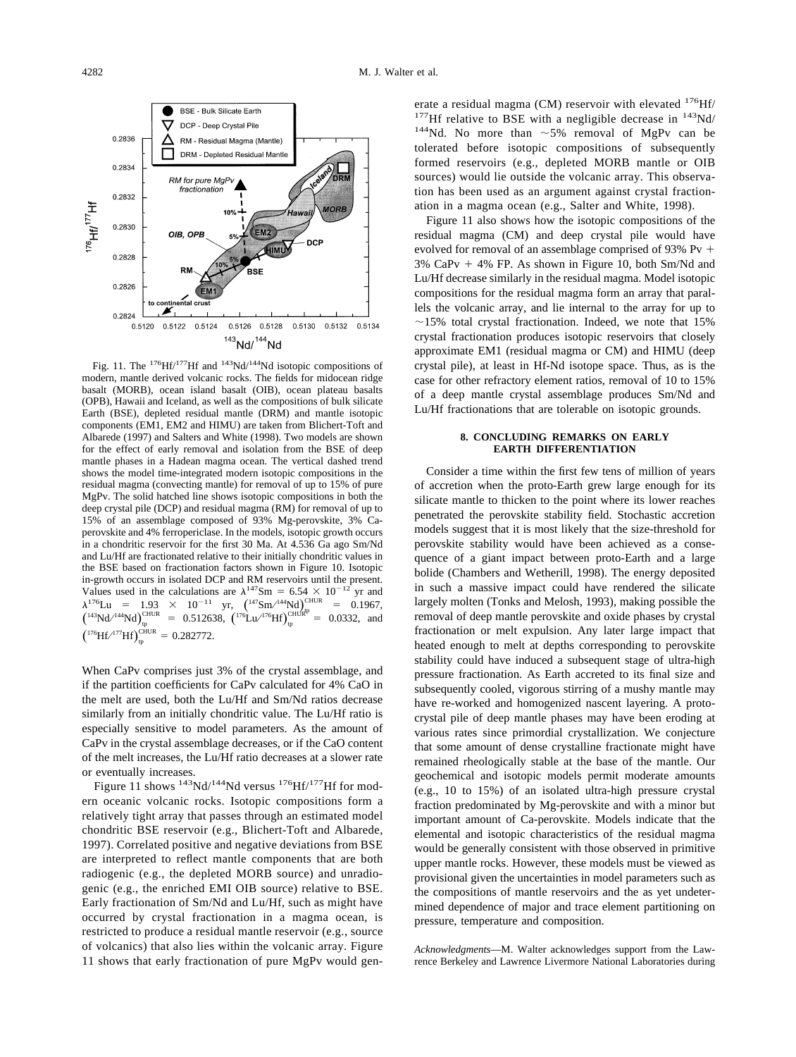Fig. 11. The $^{176}Hf/^{177}Hf$ and $^{143}Nd/^{144}Nd$ isotopic compositions of modern, mantle derived volcanic rocks. The fields for midocean ridge basalt (MORB), ocean island basalt (OIB), ocean plateau basalts (OPB), Hawaii and Iceland, as well as the compositions of bulk silicate Earth (BSE), depleted residual mantle (DRM) and mantle isotopic components (EM1, EM2 and HIMU) are taken from Blichert-Toft and Albarede (1997) and Salters and White (1998). Two models are shown for the effect of early removal and isolation from the BSE of deep mantle phases in a Hadean magma ocean. The vertical dashed trend shows the model time-integrated modern isotopic compositions in the residual magma (convecting mantle) for removal of up to 15% of pure MgPv. The solid hatched line shows isotopic compositions in both the deep crystal pile (DCP) and residual magma (RM) for removal of up to 15% of an assemblage composed of 93% Mg-perovskite, 3% Ca-perovskite and 4% ferropericlase. In the models, isotopic growth occurs in a chondritic reservoir for the first 30 Ma. At 4.536 Ga ago Sm/Nd and Lu/Hf are fractionated relative to their initially chondritic values in the BSE based on fractionation factors shown in Figure 10. Isotopic in-growth occurs in isolated DCP and RM reservoirs until the present. Values used in the calculations are $\lambda^{147}Sm = 6.54 \times 10^{-12}$ yr and $\lambda^{176}Lu = 1.93 \times 10^{-11}$ yr, $(^{147}Sm/^{144}Nd)^{CHUR}_{tp} = 0.1967$, $(^{143}Nd/^{144}Nd)^{CHUR}_{tp} = 0.512638$, $(^{176}Lu/^{176}Hf)^{CHUR}_{tp} = 0.0332$, and $(^{176}Hf/^{177}Hf)^{CHUR}_{tp} = 0.282772$.

When CaPv comprises just 3% of the crystal assemblage, and if the partition coefficients for CaPv calculated for 4% CaO in the melt are used, both the Lu/Hf and Sm/Nd ratios decrease similarly from an initially chondritic value. The Lu/Hf ratio is especially sensitive to model parameters. As the amount of CaPv in the crystal assemblage decreases, or if the CaO content of the melt increases, the Lu/Hf ratio decreases at a slower rate or eventually increases.

Figure 11 shows $^{143}Nd/^{144}Nd$ versus $^{176}Hf/^{177}Hf$ for modern oceanic volcanic rocks. Isotopic compositions form a relatively tight array that passes through an estimated model chondritic BSE reservoir (e.g., Blichert-Toft and Albarede, 1997). Correlated positive and negative deviations from BSE are interpreted to reflect mantle components that are both radiogenic (e.g., the depleted MORB source) and unradiogenic (e.g., the enriched EMI OIB source) relative to BSE. Early fractionation of Sm/Nd and Lu/Hf, such as might have occurred by crystal fractionation in a magma ocean, is restricted to produce a residual mantle reservoir (e.g., source of volcanics) that also lies within the volcanic array. Figure 11 shows that early fractionation of pure MgPv would generate a residual magma (CM) reservoir with elevated $^{176}Hf/^{177}Hf$ relative to BSE with a negligible decrease in $^{143}Nd/^{144}Nd$. No more than ~5% removal of MgPv can be tolerated before isotopic compositions of subsequently formed reservoirs (e.g., depleted MORB mantle or OIB sources) would lie outside the volcanic array. This observation has been used as an argument against crystal fractionation in a magma ocean (e.g., Salter and White, 1998).

Figure 11 also shows how the isotopic compositions of the residual magma (CM) and deep crystal pile would have evolved for removal of an assemblage comprised of 93% Pv + 3% CaPv + 4% FP. As shown in Figure 10, both Sm/Nd and Lu/Hf decrease similarly in the residual magma. Model isotopic compositions for the residual magma form an array that parallels the volcanic array, and lie internal to the array for up to ~15% total crystal fractionation. Indeed, we note that 15% crystal fractionation produces isotopic reservoirs that closely approximate EM1 (residual magma or CM) and HIMU (deep crystal pile), at least in Hf-Nd isotope space. Thus, as is the case for other refractory element ratios, removal of 10 to 15% of a deep mantle crystal assemblage produces Sm/Nd and Lu/Hf fractionations that are tolerable on isotopic grounds.

## 8. CONCLUDING REMARKS ON EARLY EARTH DIFFERENTIATION

Consider a time within the first few tens of million of years of accretion when the proto-Earth grew large enough for its silicate mantle to thicken to the point where its lower reaches penetrated the perovskite stability field. Stochastic accretion models suggest that it is most likely that the size-threshold for perovskite stability would have been achieved as a consequence of a giant impact between proto-Earth and a large bolide (Chambers and Wetherill, 1998). The energy deposited in such a massive impact could have rendered the silicate largely molten (Tonks and Melosh, 1993), making possible the removal of deep mantle perovskite and oxide phases by crystal fractionation or melt expulsion. Any later large impact that heated enough to melt at depths corresponding to perovskite stability could have induced a subsequent stage of ultra-high pressure fractionation. As Earth accreted to its final size and subsequently cooled, vigorous stirring of a mushy mantle may have re-worked and homogenized nascent layering. A proto-crystal pile of deep mantle phases may have been eroding at various rates since primordial crystallization. We conjecture that some amount of dense crystalline fractionate might have remained rheologically stable at the base of the mantle. Our geochemical and isotopic models permit moderate amounts (e.g., 10 to 15%) of an isolated ultra-high pressure crystal fraction predominated by Mg-perovskite and with a minor but important amount of Ca-perovskite. Models indicate that the elemental and isotopic characteristics of the residual magma would be generally consistent with those observed in primitive upper mantle rocks. However, these models must be viewed as provisional given the uncertainties in model parameters such as the compositions of mantle reservoirs and the as yet undetermined dependence of major and trace element partitioning on pressure, temperature and composition.

*Acknowledgments*—M. Walter acknowledges support from the Lawrence Berkeley and Lawrence Livermore National Laboratories during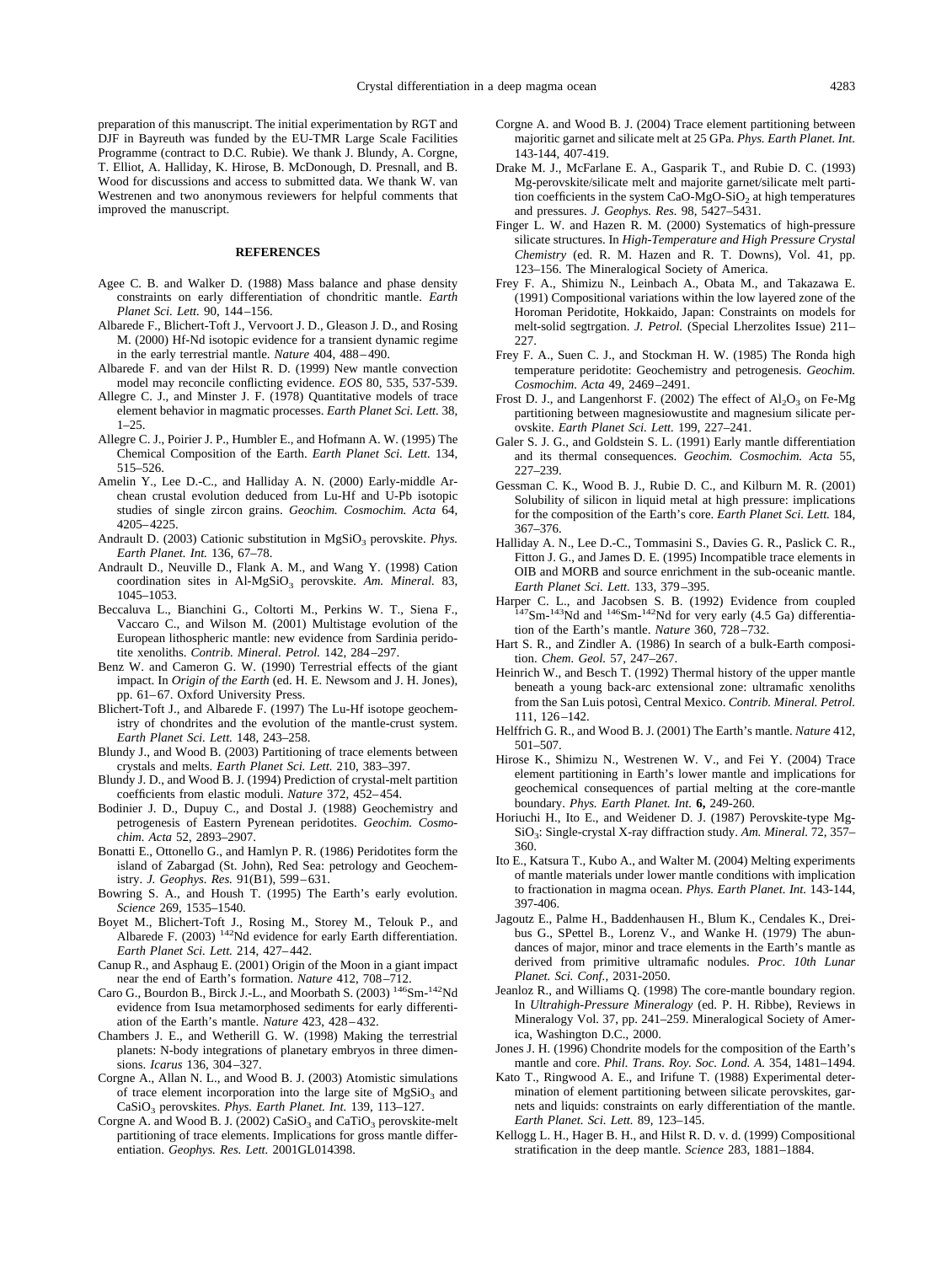preparation of this manuscript. The initial experimentation by RGT and DJF in Bayreuth was funded by the EU-TMR Large Scale Facilities Programme (contract to D.C. Rubie). We thank J. Blundy, A. Corgne, T. Elliot, A. Halliday, K. Hirose, B. McDonough, D. Presnall, and B. Wood for discussions and access to submitted data. We thank W. van Westrenen and two anonymous reviewers for helpful comments that improved the manuscript.

## REFERENCES

Agee C. B. and Walker D. (1988) Mass balance and phase density constraints on early differentiation of chondritic mantle. *Earth Planet Sci. Lett.* 90, 144–156.

Albarede F., Blichert-Toft J., Vervoort J. D., Gleason J. D., and Rosing M. (2000) Hf-Nd isotopic evidence for a transient dynamic regime in the early terrestrial mantle. *Nature* 404, 488–490.

Albarede F. and van der Hilst R. D. (1999) New mantle convection model may reconcile conflicting evidence. *EOS* 80, 535, 537-539.

Allegre C. J., and Minster J. F. (1978) Quantitative models of trace element behavior in magmatic processes. *Earth Planet Sci. Lett.* 38, 1–25.

Allegre C. J., Poirier J. P., Humbler E., and Hofmann A. W. (1995) The Chemical Composition of the Earth. *Earth Planet Sci. Lett.* 134, 515–526.

Amelin Y., Lee D.-C., and Halliday A. N. (2000) Early-middle Archean crustal evolution deduced from Lu-Hf and U-Pb isotopic studies of single zircon grains. *Geochim. Cosmochim. Acta* 64, 4205–4225.

Andrault D. (2003) Cationic substitution in $MgSiO_3$ perovskite. *Phys. Earth Planet. Int.* 136, 67–78.

Andrault D., Neuville D., Flank A. M., and Wang Y. (1998) Cation coordination sites in Al-$MgSiO_3$ perovskite. *Am. Mineral.* 83, 1045–1053.

Beccaluva L., Bianchini G., Coltorti M., Perkins W. T., Siena F., Vaccaro C., and Wilson M. (2001) Multistage evolution of the European lithospheric mantle: new evidence from Sardinia peridotite xenoliths. *Contrib. Mineral. Petrol.* 142, 284–297.

Benz W. and Cameron G. W. (1990) Terrestrial effects of the giant impact. In *Origin of the Earth* (ed. H. E. Newsom and J. H. Jones), pp. 61–67. Oxford University Press.

Blichert-Toft J., and Albarede F. (1997) The Lu-Hf isotope geochemistry of chondrites and the evolution of the mantle-crust system. *Earth Planet Sci. Lett.* 148, 243–258.

Blundy J., and Wood B. (2003) Partitioning of trace elements between crystals and melts. *Earth Planet Sci. Lett.* 210, 383–397.

Blundy J. D., and Wood B. J. (1994) Prediction of crystal-melt partition coefficients from elastic moduli. *Nature* 372, 452–454.

Bodinier J. D., Dupuy C., and Dostal J. (1988) Geochemistry and petrogenesis of Eastern Pyrenean peridotites. *Geochim. Cosmochim. Acta* 52, 2893–2907.

Bonatti E., Ottonello G., and Hamlyn P. R. (1986) Peridotites form the island of Zabargad (St. John), Red Sea: petrology and Geochemistry. *J. Geophys. Res.* 91(B1), 599–631.

Bowring S. A., and Housh T. (1995) The Earth's early evolution. *Science* 269, 1535–1540.

Boyet M., Blichert-Toft J., Rosing M., Storey M., Telouk P., and Albarede F. (2003) $^{142}$Nd evidence for early Earth differentiation. *Earth Planet Sci. Lett.* 214, 427–442.

Canup R., and Asphaug E. (2001) Origin of the Moon in a giant impact near the end of Earth's formation. *Nature* 412, 708–712.

Caro G., Bourdon B., Birck J.-L., and Moorbath S. (2003) $^{146}$Sm-$^{142}$Nd evidence from Isua metamorphosed sediments for early differentiation of the Earth's mantle. *Nature* 423, 428–432.

Chambers J. E., and Wetherill G. W. (1998) Making the terrestrial planets: N-body integrations of planetary embryos in three dimensions. *Icarus* 136, 304–327.

Corgne A., Allan N. L., and Wood B. J. (2003) Atomistic simulations of trace element incorporation into the large site of $MgSiO_3$ and $CaSiO_3$ perovskites. *Phys. Earth Planet. Int.* 139, 113–127.

Corgne A. and Wood B. J. (2002) $CaSiO_3$ and $CaTiO_3$ perovskite-melt partitioning of trace elements. Implications for gross mantle differentiation. *Geophys. Res. Lett.* 2001GL014398.

Corgne A. and Wood B. J. (2004) Trace element partitioning between majoritic garnet and silicate melt at 25 GPa. *Phys. Earth Planet. Int.* 143-144, 407-419.

Drake M. J., McFarlane E. A., Gasparik T., and Rubie D. C. (1993) Mg-perovskite/silicate melt and majorite garnet/silicate melt partition coefficients in the system CaO-MgO-$SiO_2$ at high temperatures and pressures. *J. Geophys. Res.* 98, 5427–5431.

Finger L. W. and Hazen R. M. (2000) Systematics of high-pressure silicate structures. In *High-Temperature and High Pressure Crystal Chemistry* (ed. R. M. Hazen and R. T. Downs), Vol. 41, pp. 123–156. The Mineralogical Society of America.

Frey F. A., Shimizu N., Leinbach A., Obata M., and Takazawa E. (1991) Compositional variations within the low layered zone of the Horoman Peridotite, Hokkaido, Japan: Constraints on models for melt-solid segtrgation. *J. Petrol.* (Special Lherzolites Issue) 211–227.

Frey F. A., Suen C. J., and Stockman H. W. (1985) The Ronda high temperature peridotite: Geochemistry and petrogenesis. *Geochim. Cosmochim. Acta* 49, 2469–2491.

Frost D. J., and Langenhorst F. (2002) The effect of $Al_2O_3$ on Fe-Mg partitioning between magnesiowustite and magnesium silicate perovskite. *Earth Planet Sci. Lett.* 199, 227–241.

Galer S. J. G., and Goldstein S. L. (1991) Early mantle differentiation and its thermal consequences. *Geochim. Cosmochim. Acta* 55, 227–239.

Gessman C. K., Wood B. J., Rubie D. C., and Kilburn M. R. (2001) Solubility of silicon in liquid metal at high pressure: implications for the composition of the Earth's core. *Earth Planet Sci. Lett.* 184, 367–376.

Halliday A. N., Lee D.-C., Tommasini S., Davies G. R., Paslick C. R., Fitton J. G., and James D. E. (1995) Incompatible trace elements in OIB and MORB and source enrichment in the sub-oceanic mantle. *Earth Planet Sci. Lett.* 133, 379–395.

Harper C. L., and Jacobsen S. B. (1992) Evidence from coupled $^{147}$Sm-$^{143}$Nd and $^{146}$Sm-$^{142}$Nd for very early (4.5 Ga) differentiation of the Earth's mantle. *Nature* 360, 728–732.

Hart S. R., and Zindler A. (1986) In search of a bulk-Earth composition. *Chem. Geol.* 57, 247–267.

Heinrich W., and Besch T. (1992) Thermal history of the upper mantle beneath a young back-arc extensional zone: ultramafic xenoliths from the San Luis potosì, Central Mexico. *Contrib. Mineral. Petrol.* 111, 126–142.

Helffrich G. R., and Wood B. J. (2001) The Earth's mantle. *Nature* 412, 501–507.

Hirose K., Shimizu N., Westrenen W. V., and Fei Y. (2004) Trace element partitioning in Earth's lower mantle and implications for geochemical consequences of partial melting at the core-mantle boundary. *Phys. Earth Planet. Int.* **6,** 249-260.

Horiuchi H., Ito E., and Weidener D. J. (1987) Perovskite-type Mg-$SiO_3$: Single-crystal X-ray diffraction study. *Am. Mineral.* 72, 357–360.

Ito E., Katsura T., Kubo A., and Walter M. (2004) Melting experiments of mantle materials under lower mantle conditions with implication to fractionation in magma ocean. *Phys. Earth Planet. Int.* 143-144, 397-406.

Jagoutz E., Palme H., Baddenhausen H., Blum K., Cendales K., Dreibus G., SPettel B., Lorenz V., and Wanke H. (1979) The abundances of major, minor and trace elements in the Earth's mantle as derived from primitive ultramafic nodules. *Proc. 10th Lunar Planet. Sci. Conf.*, 2031-2050.

Jeanloz R., and Williams Q. (1998) The core-mantle boundary region. In *Ultrahigh-Pressure Mineralogy* (ed. P. H. Ribbe), Reviews in Mineralogy Vol. 37, pp. 241–259. Mineralogical Society of America, Washington D.C., 2000.

Jones J. H. (1996) Chondrite models for the composition of the Earth's mantle and core. *Phil. Trans. Roy. Soc. Lond. A.* 354, 1481–1494.

Kato T., Ringwood A. E., and Irifune T. (1988) Experimental determination of element partitioning between silicate perovskites, garnets and liquids: constraints on early differentiation of the mantle. *Earth Planet Sci. Lett.* 89, 123–145.

Kellogg L. H., Hager B. H., and Hilst R. D. v. d. (1999) Compositional stratification in the deep mantle. *Science* 283, 1881–1884.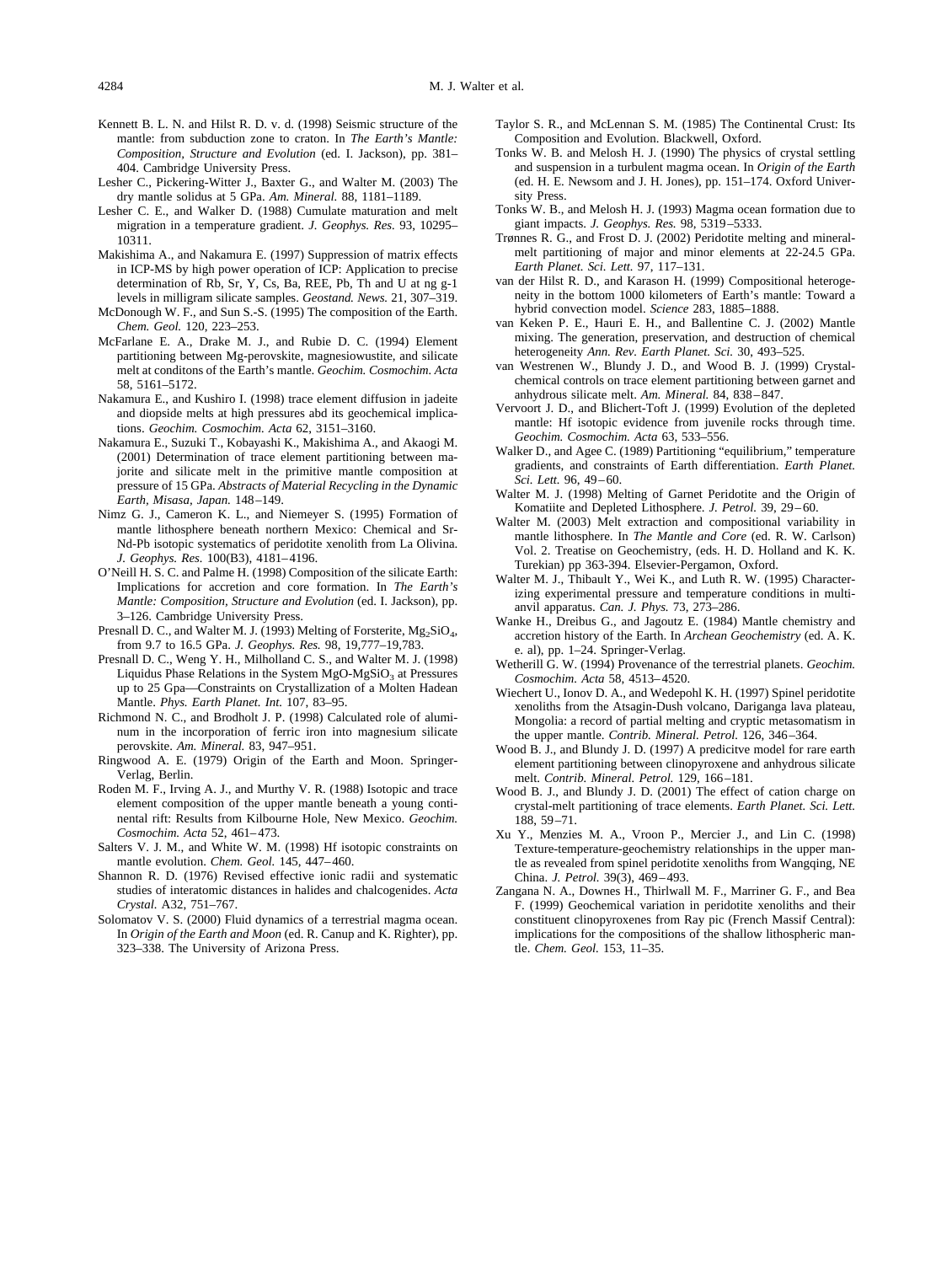Kennett B. L. N. and Hilst R. D. v. d. (1998) Seismic structure of the mantle: from subduction zone to craton. In *The Earth's Mantle: Composition, Structure and Evolution* (ed. I. Jackson), pp. 381–404. Cambridge University Press.

Lesher C., Pickering-Witter J., Baxter G., and Walter M. (2003) The dry mantle solidus at 5 GPa. *Am. Mineral.* 88, 1181–1189.

Lesher C. E., and Walker D. (1988) Cumulate maturation and melt migration in a temperature gradient. *J. Geophys. Res.* 93, 10295–10311.

Makishima A., and Nakamura E. (1997) Suppression of matrix effects in ICP-MS by high power operation of ICP: Application to precise determination of Rb, Sr, Y, Cs, Ba, REE, Pb, Th and U at ng g-1 levels in milligram silicate samples. *Geostand. News.* 21, 307–319.

McDonough W. F., and Sun S.-S. (1995) The composition of the Earth. *Chem. Geol.* 120, 223–253.

McFarlane E. A., Drake M. J., and Rubie D. C. (1994) Element partitioning between Mg-perovskite, magnesiowustite, and silicate melt at conditons of the Earth's mantle. *Geochim. Cosmochim. Acta* 58, 5161–5172.

Nakamura E., and Kushiro I. (1998) trace element diffusion in jadeite and diopside melts at high pressures abd its geochemical implications. *Geochim. Cosmochim. Acta* 62, 3151–3160.

Nakamura E., Suzuki T., Kobayashi K., Makishima A., and Akaogi M. (2001) Determination of trace element partitioning between majorite and silicate melt in the primitive mantle composition at pressure of 15 GPa. *Abstracts of Material Recycling in the Dynamic Earth, Misasa, Japan.* 148–149.

Nimz G. J., Cameron K. L., and Niemeyer S. (1995) Formation of mantle lithosphere beneath northern Mexico: Chemical and Sr-Nd-Pb isotopic systematics of peridotite xenolith from La Olivina. *J. Geophys. Res.* 100(B3), 4181–4196.

O'Neill H. S. C. and Palme H. (1998) Composition of the silicate Earth: Implications for accretion and core formation. In *The Earth's Mantle: Composition, Structure and Evolution* (ed. I. Jackson), pp. 3–126. Cambridge University Press.

Presnall D. C., and Walter M. J. (1993) Melting of Forsterite, $Mg_2SiO_4$, from 9.7 to 16.5 GPa. *J. Geophys. Res.* 98, 19,777–19,783.

Presnall D. C., Weng Y. H., Milholland C. S., and Walter M. J. (1998) Liquidus Phase Relations in the System MgO-$MgSiO_3$ at Pressures up to 25 Gpa—Constraints on Crystallization of a Molten Hadean Mantle. *Phys. Earth Planet. Int.* 107, 83–95.

Richmond N. C., and Brodholt J. P. (1998) Calculated role of aluminum in the incorporation of ferric iron into magnesium silicate perovskite. *Am. Mineral.* 83, 947–951.

Ringwood A. E. (1979) Origin of the Earth and Moon. Springer-Verlag, Berlin.

Roden M. F., Irving A. J., and Murthy V. R. (1988) Isotopic and trace element composition of the upper mantle beneath a young continental rift: Results from Kilbourne Hole, New Mexico. *Geochim. Cosmochim. Acta* 52, 461–473.

Salters V. J. M., and White W. M. (1998) Hf isotopic constraints on mantle evolution. *Chem. Geol.* 145, 447–460.

Shannon R. D. (1976) Revised effective ionic radii and systematic studies of interatomic distances in halides and chalcogenides. *Acta Crystal.* A32, 751–767.

Solomatov V. S. (2000) Fluid dynamics of a terrestrial magma ocean. In *Origin of the Earth and Moon* (ed. R. Canup and K. Righter), pp. 323–338. The University of Arizona Press.

Taylor S. R., and McLennan S. M. (1985) The Continental Crust: Its Composition and Evolution. Blackwell, Oxford.

Tonks W. B. and Melosh H. J. (1990) The physics of crystal settling and suspension in a turbulent magma ocean. In *Origin of the Earth* (ed. H. E. Newsom and J. H. Jones), pp. 151–174. Oxford University Press.

Tonks W. B., and Melosh H. J. (1993) Magma ocean formation due to giant impacts. *J. Geophys. Res.* 98, 5319–5333.

Trønnes R. G., and Frost D. J. (2002) Peridotite melting and mineral-melt partitioning of major and minor elements at 22-24.5 GPa. *Earth Planet. Sci. Lett.* 97, 117–131.

van der Hilst R. D., and Karason H. (1999) Compositional heterogeneity in the bottom 1000 kilometers of Earth's mantle: Toward a hybrid convection model. *Science* 283, 1885–1888.

van Keken P. E., Hauri E. H., and Ballentine C. J. (2002) Mantle mixing. The generation, preservation, and destruction of chemical heterogeneity *Ann. Rev. Earth Planet. Sci.* 30, 493–525.

van Westrenen W., Blundy J. D., and Wood B. J. (1999) Crystal-chemical controls on trace element partitioning between garnet and anhydrous silicate melt. *Am. Mineral.* 84, 838–847.

Vervoort J. D., and Blichert-Toft J. (1999) Evolution of the depleted mantle: Hf isotopic evidence from juvenile rocks through time. *Geochim. Cosmochim. Acta* 63, 533–556.

Walker D., and Agee C. (1989) Partitioning "equilibrium," temperature gradients, and constraints of Earth differentiation. *Earth Planet. Sci. Lett.* 96, 49–60.

Walter M. J. (1998) Melting of Garnet Peridotite and the Origin of Komatiite and Depleted Lithosphere. *J. Petrol.* 39, 29–60.

Walter M. (2003) Melt extraction and compositional variability in mantle lithosphere. In *The Mantle and Core* (ed. R. W. Carlson) Vol. 2. Treatise on Geochemistry, (eds. H. D. Holland and K. K. Turekian) pp 363-394. Elsevier-Pergamon, Oxford.

Walter M. J., Thibault Y., Wei K., and Luth R. W. (1995) Characterizing experimental pressure and temperature conditions in multi-anvil apparatus. *Can. J. Phys.* 73, 273–286.

Wanke H., Dreibus G., and Jagoutz E. (1984) Mantle chemistry and accretion history of the Earth. In *Archean Geochemistry* (ed. A. K. e. al), pp. 1–24. Springer-Verlag.

Wetherill G. W. (1994) Provenance of the terrestrial planets. *Geochim. Cosmochim. Acta* 58, 4513–4520.

Wiechert U., Ionov D. A., and Wedepohl K. H. (1997) Spinel peridotite xenoliths from the Atsagin-Dush volcano, Dariganga lava plateau, Mongolia: a record of partial melting and cryptic metasomatism in the upper mantle. *Contrib. Mineral. Petrol.* 126, 346–364.

Wood B. J., and Blundy J. D. (1997) A predicitve model for rare earth element partitioning between clinopyroxene and anhydrous silicate melt. *Contrib. Mineral. Petrol.* 129, 166–181.

Wood B. J., and Blundy J. D. (2001) The effect of cation charge on crystal-melt partitioning of trace elements. *Earth Planet. Sci. Lett.* 188, 59–71.

Xu Y., Menzies M. A., Vroon P., Mercier J., and Lin C. (1998) Texture-temperature-geochemistry relationships in the upper mantle as revealed from spinel peridotite xenoliths from Wangqing, NE China. *J. Petrol.* 39(3), 469–493.

Zangana N. A., Downes H., Thirlwall M. F., Marriner G. F., and Bea F. (1999) Geochemical variation in peridotite xenoliths and their constituent clinopyroxenes from Ray pic (French Massif Central): implications for the compositions of the shallow lithospheric mantle. *Chem. Geol.* 153, 11–35.